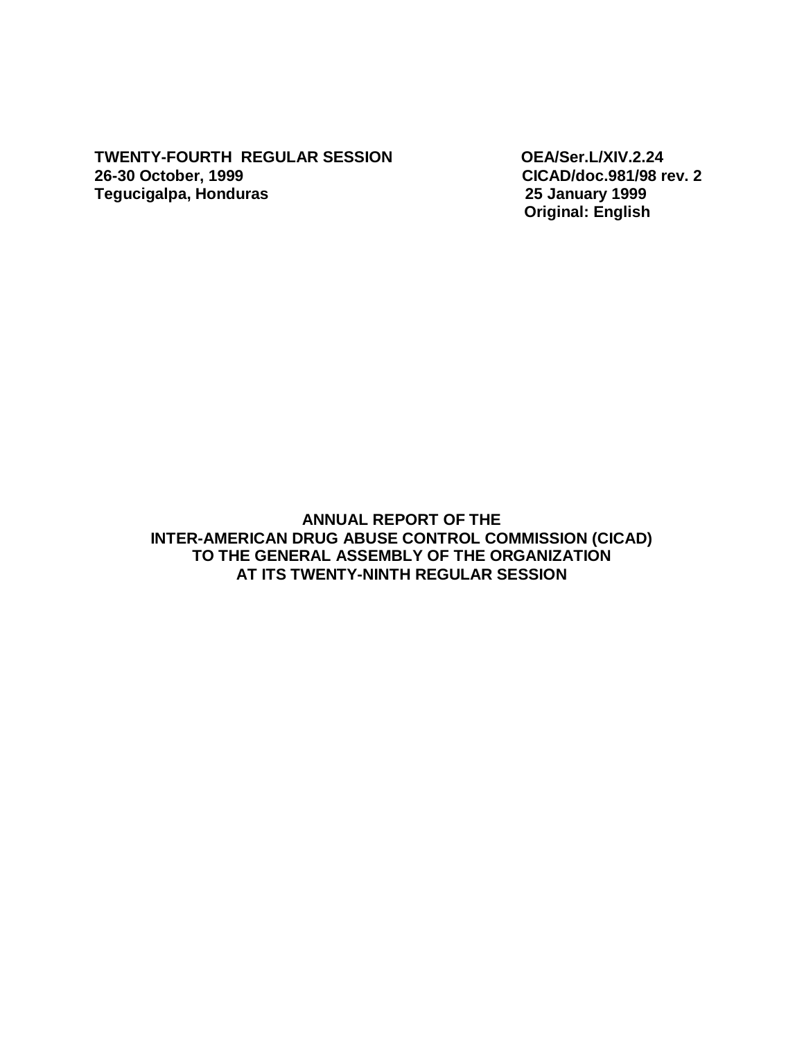**TWENTY-FOURTH REGULAR SESSION**
**26-30 October, 1999**
**Tegucigalpa, Honduras**

**OEA/Ser.L/XIV.2.24**
**CICAD/doc.981/98 rev. 2**
**25 January 1999**
**Original: English**

# ANNUAL REPORT OF THE INTER-AMERICAN DRUG ABUSE CONTROL COMMISSION (CICAD) TO THE GENERAL ASSEMBLY OF THE ORGANIZATION AT ITS TWENTY-NINTH REGULAR SESSION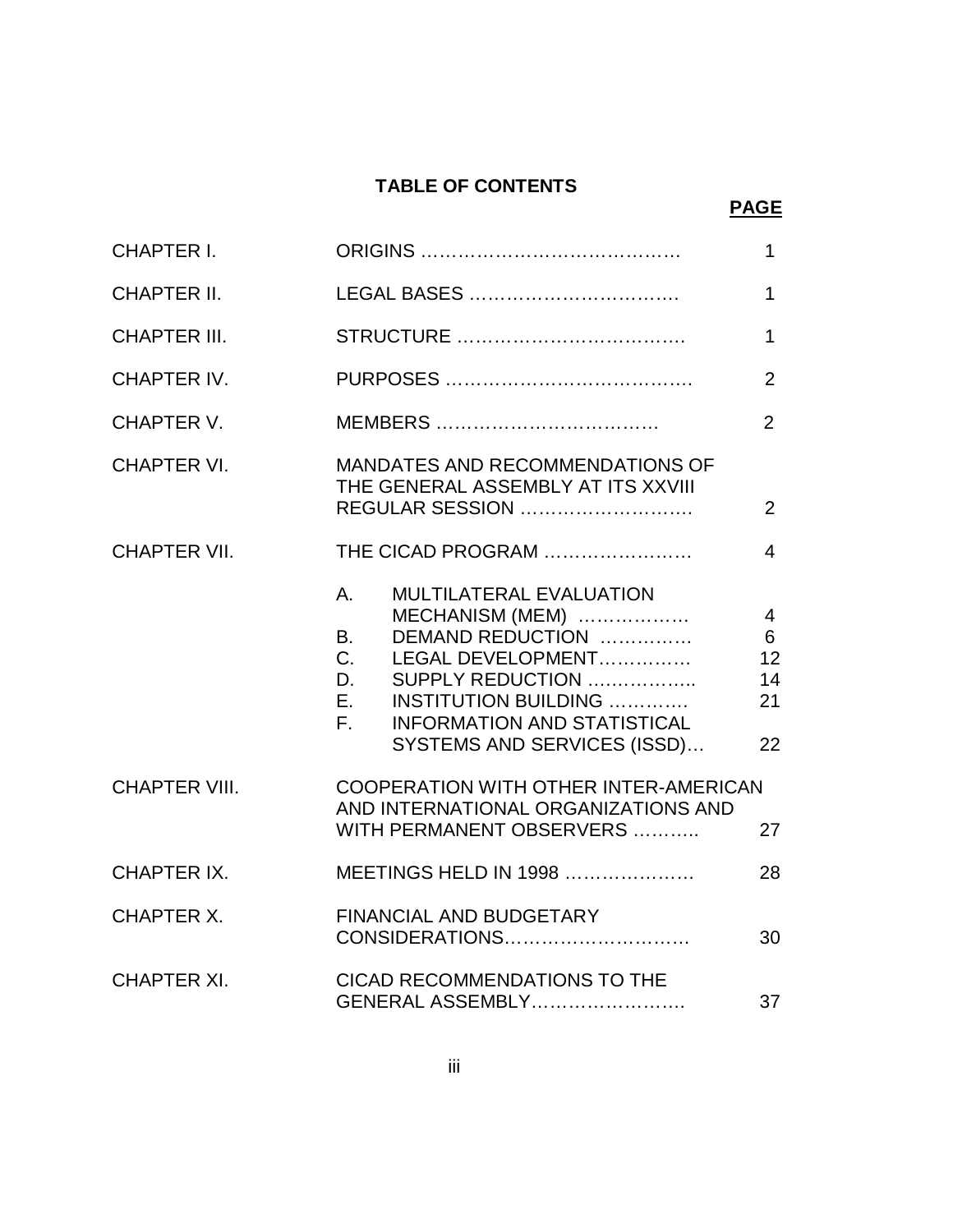# TABLE OF CONTENTS

| | | PAGE |
|---|---|---|
| CHAPTER I. | ORIGINS | 1 |
| CHAPTER II. | LEGAL BASES | 1 |
| CHAPTER III. | STRUCTURE | 1 |
| CHAPTER IV. | PURPOSES | 2 |
| CHAPTER V. | MEMBERS | 2 |
| CHAPTER VI. | MANDATES AND RECOMMENDATIONS OF THE GENERAL ASSEMBLY AT ITS XXVIII REGULAR SESSION | 2 |
| CHAPTER VII. | THE CICAD PROGRAM | 4 |
| | A. MULTILATERAL EVALUATION MECHANISM (MEM) | 4 |
| | B. DEMAND REDUCTION | 6 |
| | C. LEGAL DEVELOPMENT | 12 |
| | D. SUPPLY REDUCTION | 14 |
| | E. INSTITUTION BUILDING | 21 |
| | F. INFORMATION AND STATISTICAL SYSTEMS AND SERVICES (ISSD) | 22 |
| CHAPTER VIII. | COOPERATION WITH OTHER INTER-AMERICAN AND INTERNATIONAL ORGANIZATIONS AND WITH PERMANENT OBSERVERS | 27 |
| CHAPTER IX. | MEETINGS HELD IN 1998 | 28 |
| CHAPTER X. | FINANCIAL AND BUDGETARY CONSIDERATIONS | 30 |
| CHAPTER XI. | CICAD RECOMMENDATIONS TO THE GENERAL ASSEMBLY | 37 |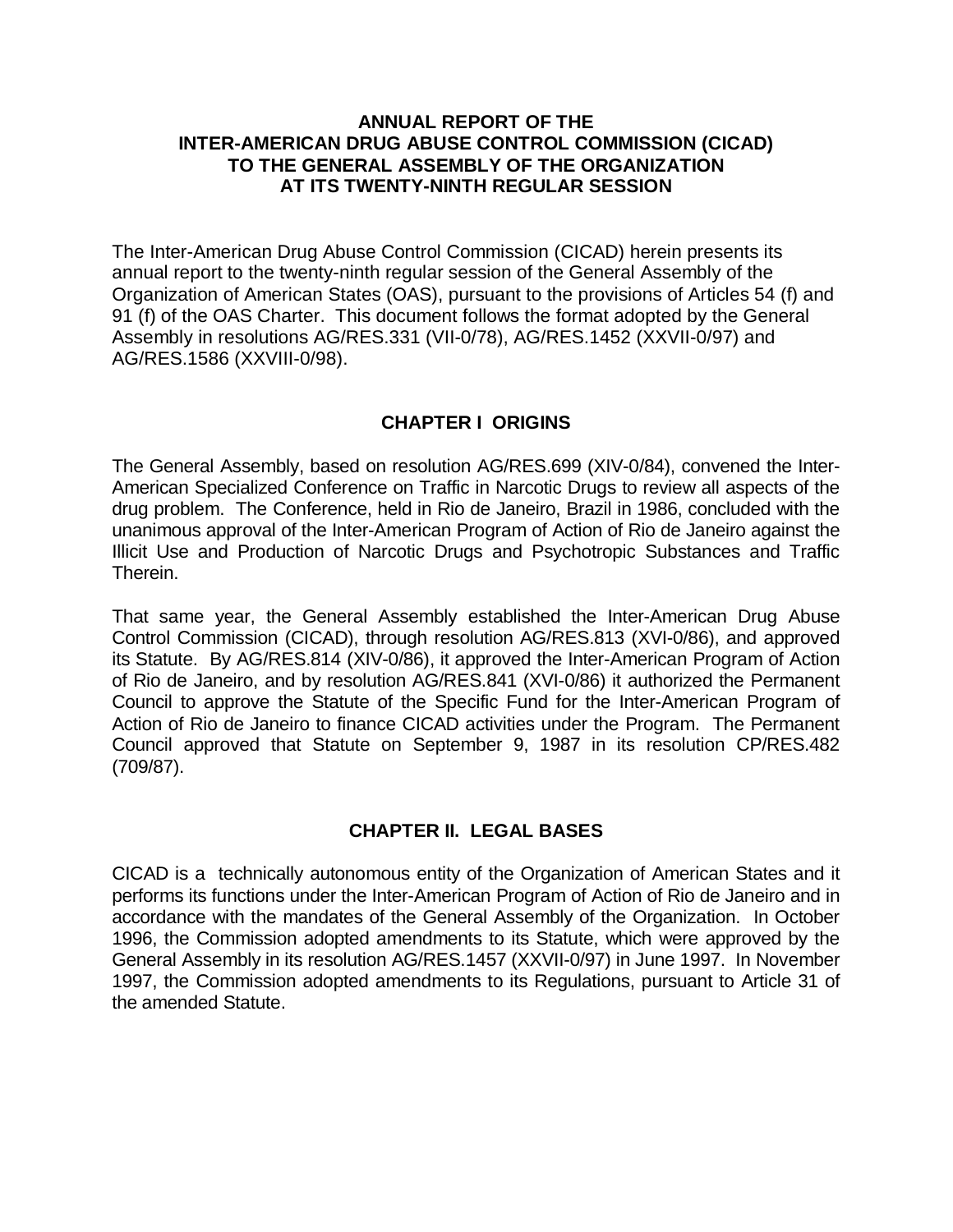# ANNUAL REPORT OF THE INTER-AMERICAN DRUG ABUSE CONTROL COMMISSION (CICAD) TO THE GENERAL ASSEMBLY OF THE ORGANIZATION AT ITS TWENTY-NINTH REGULAR SESSION

The Inter-American Drug Abuse Control Commission (CICAD) herein presents its annual report to the twenty-ninth regular session of the General Assembly of the Organization of American States (OAS), pursuant to the provisions of Articles 54 (f) and 91 (f) of the OAS Charter. This document follows the format adopted by the General Assembly in resolutions AG/RES.331 (VII-0/78), AG/RES.1452 (XXVII-0/97) and AG/RES.1586 (XXVIII-0/98).

## CHAPTER I ORIGINS

The General Assembly, based on resolution AG/RES.699 (XIV-0/84), convened the Inter-American Specialized Conference on Traffic in Narcotic Drugs to review all aspects of the drug problem. The Conference, held in Rio de Janeiro, Brazil in 1986, concluded with the unanimous approval of the Inter-American Program of Action of Rio de Janeiro against the Illicit Use and Production of Narcotic Drugs and Psychotropic Substances and Traffic Therein.

That same year, the General Assembly established the Inter-American Drug Abuse Control Commission (CICAD), through resolution AG/RES.813 (XVI-0/86), and approved its Statute. By AG/RES.814 (XIV-0/86), it approved the Inter-American Program of Action of Rio de Janeiro, and by resolution AG/RES.841 (XVI-0/86) it authorized the Permanent Council to approve the Statute of the Specific Fund for the Inter-American Program of Action of Rio de Janeiro to finance CICAD activities under the Program. The Permanent Council approved that Statute on September 9, 1987 in its resolution CP/RES.482 (709/87).

## CHAPTER II. LEGAL BASES

CICAD is a technically autonomous entity of the Organization of American States and it performs its functions under the Inter-American Program of Action of Rio de Janeiro and in accordance with the mandates of the General Assembly of the Organization. In October 1996, the Commission adopted amendments to its Statute, which were approved by the General Assembly in its resolution AG/RES.1457 (XXVII-0/97) in June 1997. In November 1997, the Commission adopted amendments to its Regulations, pursuant to Article 31 of the amended Statute.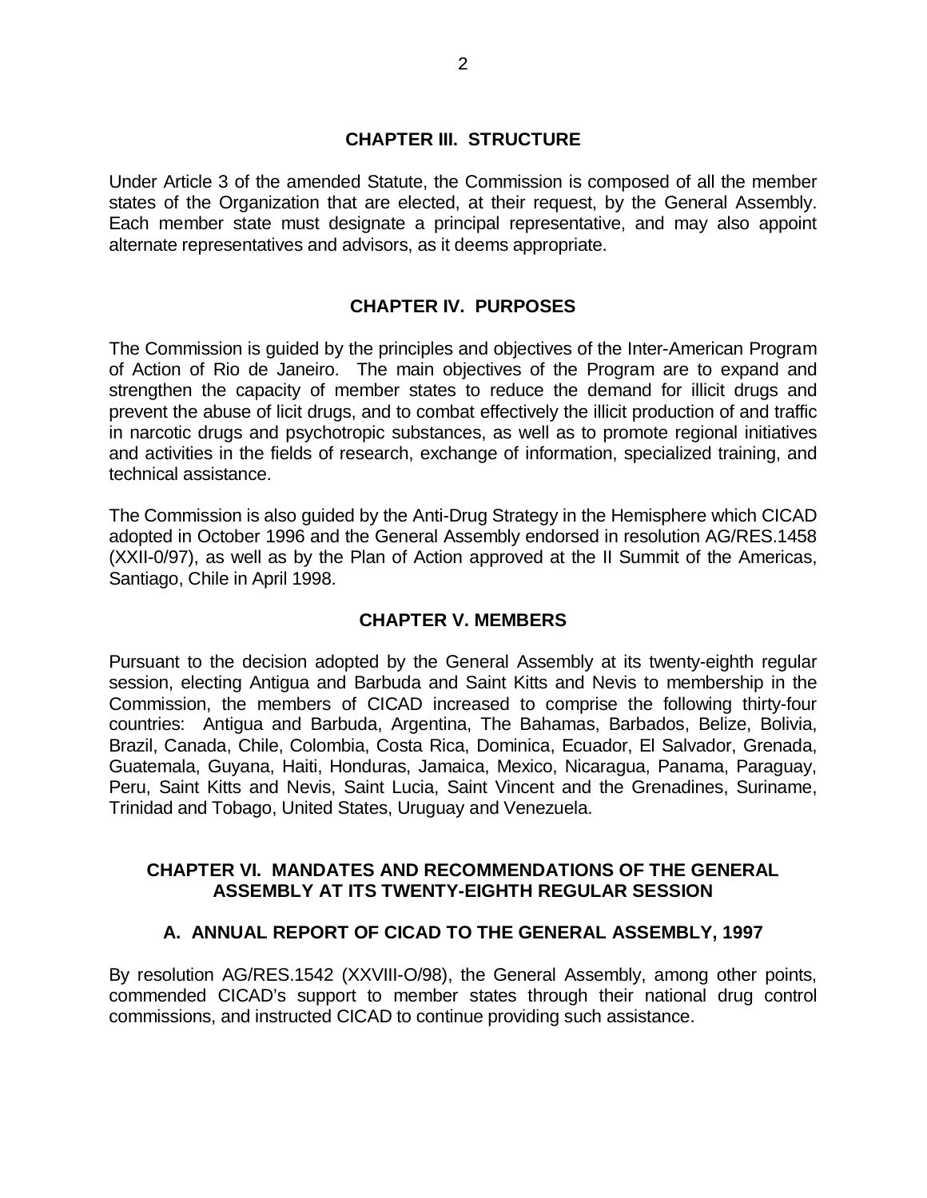## CHAPTER III. STRUCTURE

Under Article 3 of the amended Statute, the Commission is composed of all the member states of the Organization that are elected, at their request, by the General Assembly. Each member state must designate a principal representative, and may also appoint alternate representatives and advisors, as it deems appropriate.

## CHAPTER IV. PURPOSES

The Commission is guided by the principles and objectives of the Inter-American Program of Action of Rio de Janeiro. The main objectives of the Program are to expand and strengthen the capacity of member states to reduce the demand for illicit drugs and prevent the abuse of licit drugs, and to combat effectively the illicit production of and traffic in narcotic drugs and psychotropic substances, as well as to promote regional initiatives and activities in the fields of research, exchange of information, specialized training, and technical assistance.

The Commission is also guided by the Anti-Drug Strategy in the Hemisphere which CICAD adopted in October 1996 and the General Assembly endorsed in resolution AG/RES.1458 (XXII-0/97), as well as by the Plan of Action approved at the II Summit of the Americas, Santiago, Chile in April 1998.

## CHAPTER V. MEMBERS

Pursuant to the decision adopted by the General Assembly at its twenty-eighth regular session, electing Antigua and Barbuda and Saint Kitts and Nevis to membership in the Commission, the members of CICAD increased to comprise the following thirty-four countries: Antigua and Barbuda, Argentina, The Bahamas, Barbados, Belize, Bolivia, Brazil, Canada, Chile, Colombia, Costa Rica, Dominica, Ecuador, El Salvador, Grenada, Guatemala, Guyana, Haiti, Honduras, Jamaica, Mexico, Nicaragua, Panama, Paraguay, Peru, Saint Kitts and Nevis, Saint Lucia, Saint Vincent and the Grenadines, Suriname, Trinidad and Tobago, United States, Uruguay and Venezuela.

## CHAPTER VI. MANDATES AND RECOMMENDATIONS OF THE GENERAL ASSEMBLY AT ITS TWENTY-EIGHTH REGULAR SESSION

### A. ANNUAL REPORT OF CICAD TO THE GENERAL ASSEMBLY, 1997

By resolution AG/RES.1542 (XXVIII-O/98), the General Assembly, among other points, commended CICAD's support to member states through their national drug control commissions, and instructed CICAD to continue providing such assistance.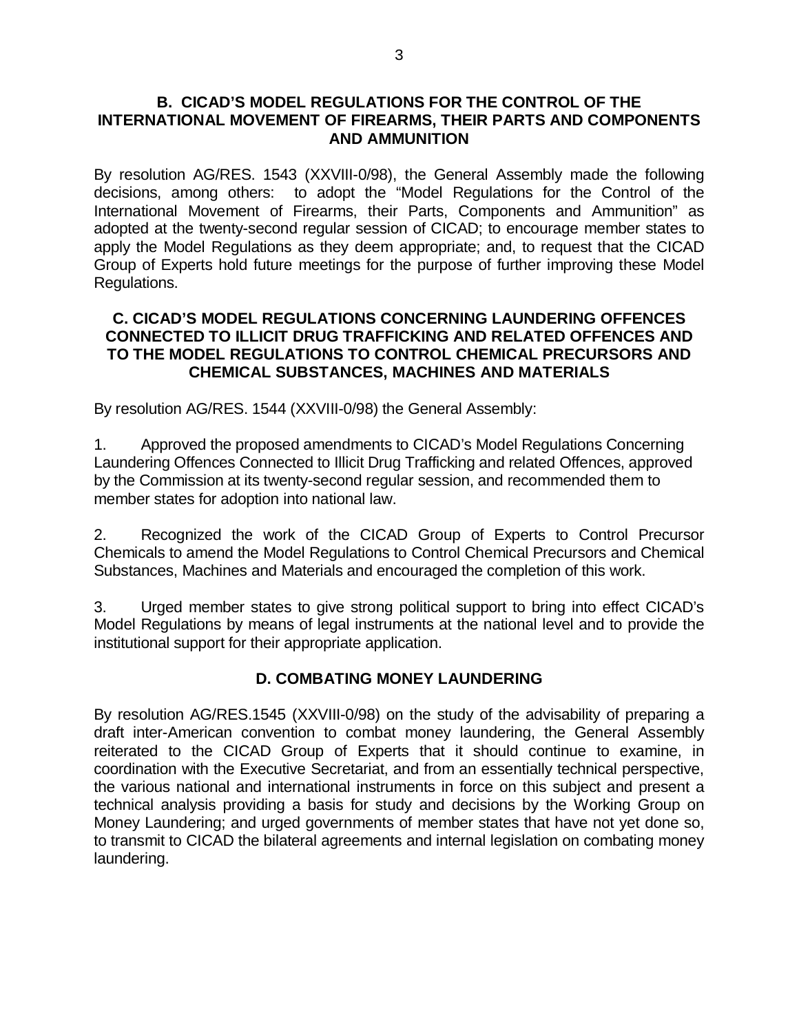## B. CICAD'S MODEL REGULATIONS FOR THE CONTROL OF THE INTERNATIONAL MOVEMENT OF FIREARMS, THEIR PARTS AND COMPONENTS AND AMMUNITION

By resolution AG/RES. 1543 (XXVIII-0/98), the General Assembly made the following decisions, among others: to adopt the "Model Regulations for the Control of the International Movement of Firearms, their Parts, Components and Ammunition" as adopted at the twenty-second regular session of CICAD; to encourage member states to apply the Model Regulations as they deem appropriate; and, to request that the CICAD Group of Experts hold future meetings for the purpose of further improving these Model Regulations.

## C. CICAD'S MODEL REGULATIONS CONCERNING LAUNDERING OFFENCES CONNECTED TO ILLICIT DRUG TRAFFICKING AND RELATED OFFENCES AND TO THE MODEL REGULATIONS TO CONTROL CHEMICAL PRECURSORS AND CHEMICAL SUBSTANCES, MACHINES AND MATERIALS

By resolution AG/RES. 1544 (XXVIII-0/98) the General Assembly:

1. Approved the proposed amendments to CICAD's Model Regulations Concerning Laundering Offences Connected to Illicit Drug Trafficking and related Offences, approved by the Commission at its twenty-second regular session, and recommended them to member states for adoption into national law.

2. Recognized the work of the CICAD Group of Experts to Control Precursor Chemicals to amend the Model Regulations to Control Chemical Precursors and Chemical Substances, Machines and Materials and encouraged the completion of this work.

3. Urged member states to give strong political support to bring into effect CICAD's Model Regulations by means of legal instruments at the national level and to provide the institutional support for their appropriate application.

## D. COMBATING MONEY LAUNDERING

By resolution AG/RES.1545 (XXVIII-0/98) on the study of the advisability of preparing a draft inter-American convention to combat money laundering, the General Assembly reiterated to the CICAD Group of Experts that it should continue to examine, in coordination with the Executive Secretariat, and from an essentially technical perspective, the various national and international instruments in force on this subject and present a technical analysis providing a basis for study and decisions by the Working Group on Money Laundering; and urged governments of member states that have not yet done so, to transmit to CICAD the bilateral agreements and internal legislation on combating money laundering.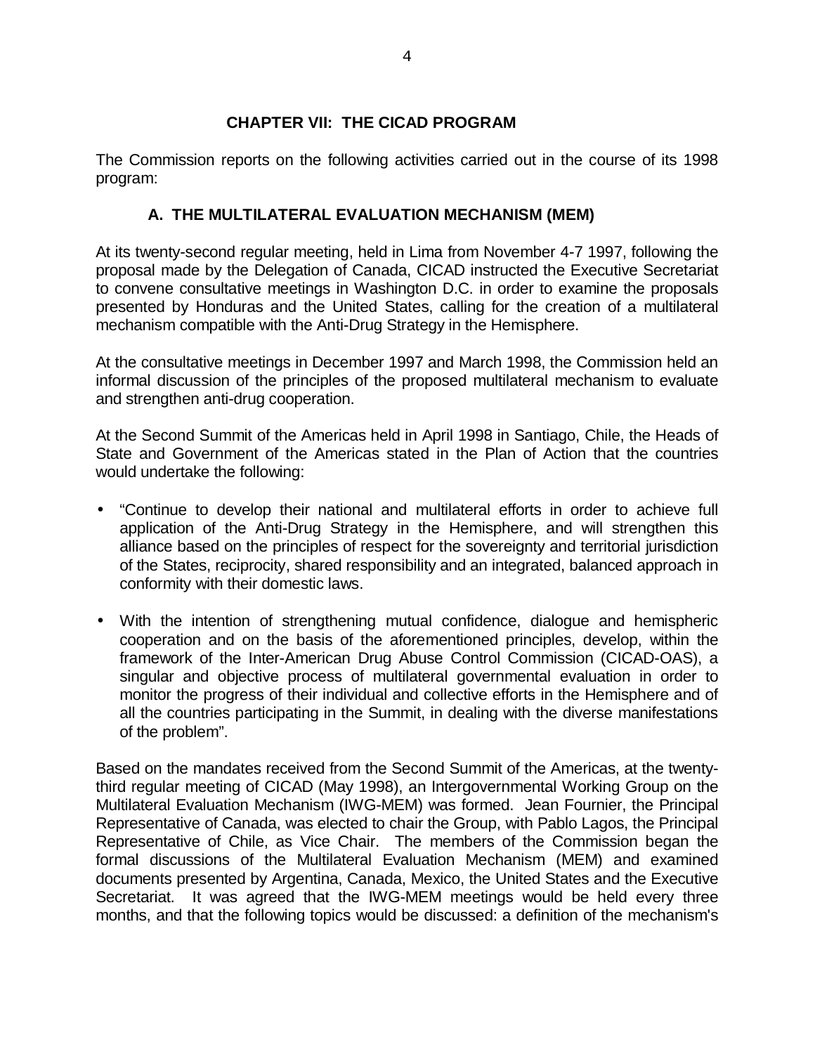## CHAPTER VII: THE CICAD PROGRAM

The Commission reports on the following activities carried out in the course of its 1998 program:

### A. THE MULTILATERAL EVALUATION MECHANISM (MEM)

At its twenty-second regular meeting, held in Lima from November 4-7 1997, following the proposal made by the Delegation of Canada, CICAD instructed the Executive Secretariat to convene consultative meetings in Washington D.C. in order to examine the proposals presented by Honduras and the United States, calling for the creation of a multilateral mechanism compatible with the Anti-Drug Strategy in the Hemisphere.

At the consultative meetings in December 1997 and March 1998, the Commission held an informal discussion of the principles of the proposed multilateral mechanism to evaluate and strengthen anti-drug cooperation.

At the Second Summit of the Americas held in April 1998 in Santiago, Chile, the Heads of State and Government of the Americas stated in the Plan of Action that the countries would undertake the following:

- "Continue to develop their national and multilateral efforts in order to achieve full application of the Anti-Drug Strategy in the Hemisphere, and will strengthen this alliance based on the principles of respect for the sovereignty and territorial jurisdiction of the States, reciprocity, shared responsibility and an integrated, balanced approach in conformity with their domestic laws.

- With the intention of strengthening mutual confidence, dialogue and hemispheric cooperation and on the basis of the aforementioned principles, develop, within the framework of the Inter-American Drug Abuse Control Commission (CICAD-OAS), a singular and objective process of multilateral governmental evaluation in order to monitor the progress of their individual and collective efforts in the Hemisphere and of all the countries participating in the Summit, in dealing with the diverse manifestations of the problem".

Based on the mandates received from the Second Summit of the Americas, at the twenty-third regular meeting of CICAD (May 1998), an Intergovernmental Working Group on the Multilateral Evaluation Mechanism (IWG-MEM) was formed. Jean Fournier, the Principal Representative of Canada, was elected to chair the Group, with Pablo Lagos, the Principal Representative of Chile, as Vice Chair. The members of the Commission began the formal discussions of the Multilateral Evaluation Mechanism (MEM) and examined documents presented by Argentina, Canada, Mexico, the United States and the Executive Secretariat. It was agreed that the IWG-MEM meetings would be held every three months, and that the following topics would be discussed: a definition of the mechanism's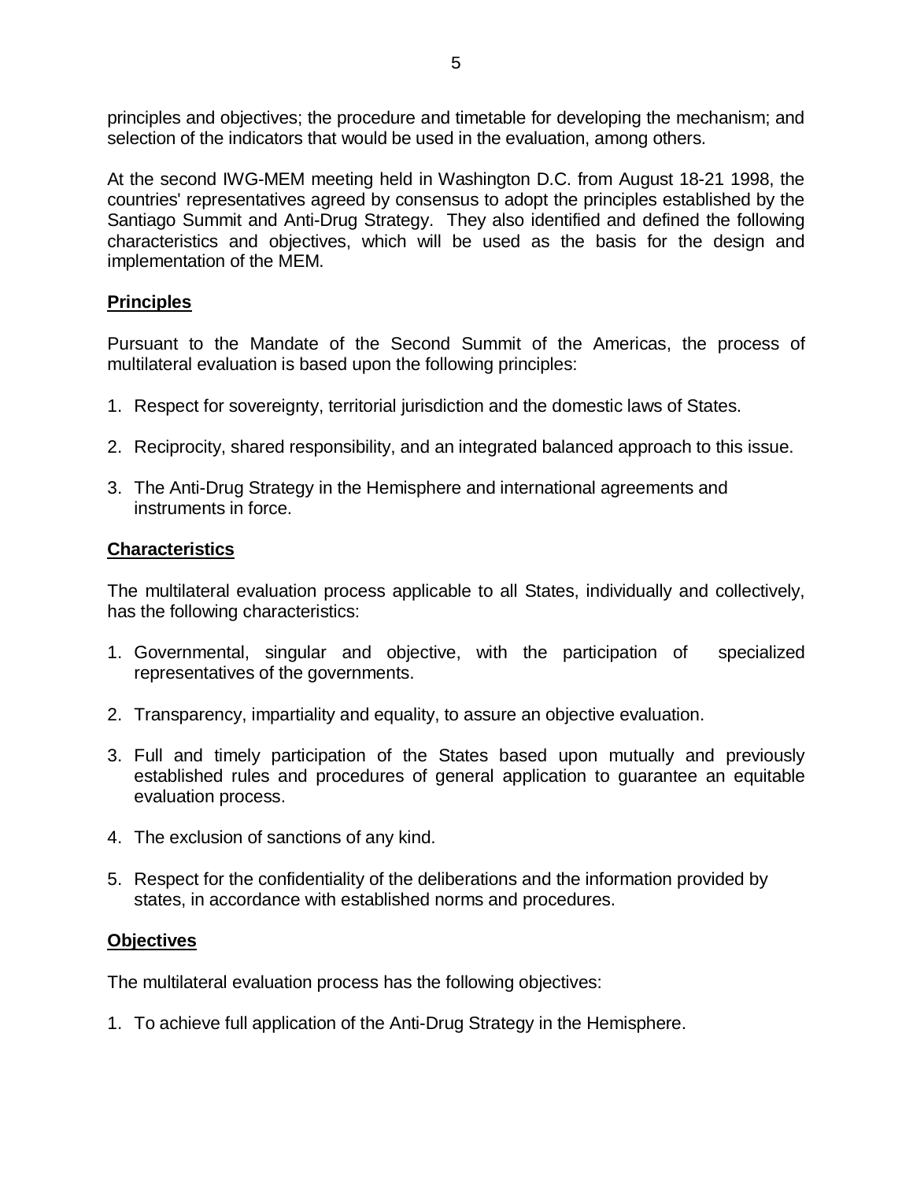principles and objectives; the procedure and timetable for developing the mechanism; and selection of the indicators that would be used in the evaluation, among others.

At the second IWG-MEM meeting held in Washington D.C. from August 18-21 1998, the countries' representatives agreed by consensus to adopt the principles established by the Santiago Summit and Anti-Drug Strategy. They also identified and defined the following characteristics and objectives, which will be used as the basis for the design and implementation of the MEM.

**Principles**

Pursuant to the Mandate of the Second Summit of the Americas, the process of multilateral evaluation is based upon the following principles:

1. Respect for sovereignty, territorial jurisdiction and the domestic laws of States.

2. Reciprocity, shared responsibility, and an integrated balanced approach to this issue.

3. The Anti-Drug Strategy in the Hemisphere and international agreements and instruments in force.

**Characteristics**

The multilateral evaluation process applicable to all States, individually and collectively, has the following characteristics:

1. Governmental, singular and objective, with the participation of specialized representatives of the governments.

2. Transparency, impartiality and equality, to assure an objective evaluation.

3. Full and timely participation of the States based upon mutually and previously established rules and procedures of general application to guarantee an equitable evaluation process.

4. The exclusion of sanctions of any kind.

5. Respect for the confidentiality of the deliberations and the information provided by states, in accordance with established norms and procedures.

**Objectives**

The multilateral evaluation process has the following objectives:

1. To achieve full application of the Anti-Drug Strategy in the Hemisphere.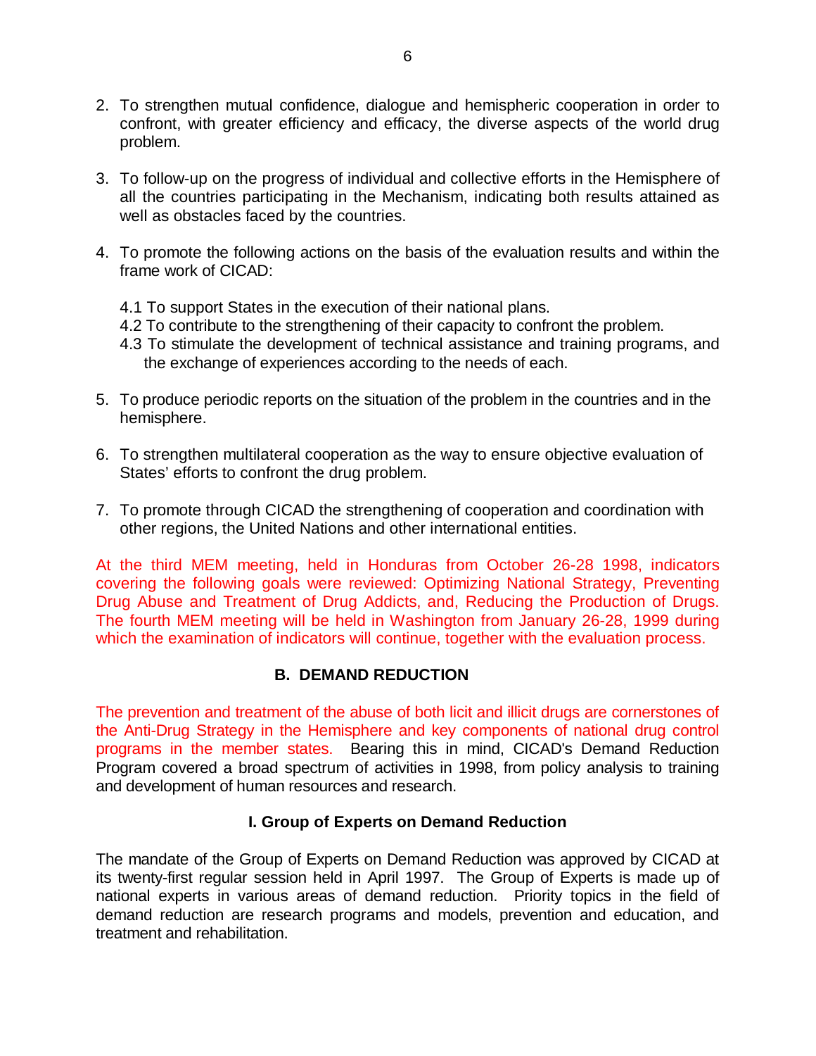2. To strengthen mutual confidence, dialogue and hemispheric cooperation in order to confront, with greater efficiency and efficacy, the diverse aspects of the world drug problem.

3. To follow-up on the progress of individual and collective efforts in the Hemisphere of all the countries participating in the Mechanism, indicating both results attained as well as obstacles faced by the countries.

4. To promote the following actions on the basis of the evaluation results and within the frame work of CICAD:

   4.1 To support States in the execution of their national plans.
   4.2 To contribute to the strengthening of their capacity to confront the problem.
   4.3 To stimulate the development of technical assistance and training programs, and the exchange of experiences according to the needs of each.

5. To produce periodic reports on the situation of the problem in the countries and in the hemisphere.

6. To strengthen multilateral cooperation as the way to ensure objective evaluation of States' efforts to confront the drug problem.

7. To promote through CICAD the strengthening of cooperation and coordination with other regions, the United Nations and other international entities.

At the third MEM meeting, held in Honduras from October 26-28 1998, indicators covering the following goals were reviewed: Optimizing National Strategy, Preventing Drug Abuse and Treatment of Drug Addicts, and, Reducing the Production of Drugs. The fourth MEM meeting will be held in Washington from January 26-28, 1999 during which the examination of indicators will continue, together with the evaluation process.

## B. DEMAND REDUCTION

The prevention and treatment of the abuse of both licit and illicit drugs are cornerstones of the Anti-Drug Strategy in the Hemisphere and key components of national drug control programs in the member states. Bearing this in mind, CICAD's Demand Reduction Program covered a broad spectrum of activities in 1998, from policy analysis to training and development of human resources and research.

### I. Group of Experts on Demand Reduction

The mandate of the Group of Experts on Demand Reduction was approved by CICAD at its twenty-first regular session held in April 1997. The Group of Experts is made up of national experts in various areas of demand reduction. Priority topics in the field of demand reduction are research programs and models, prevention and education, and treatment and rehabilitation.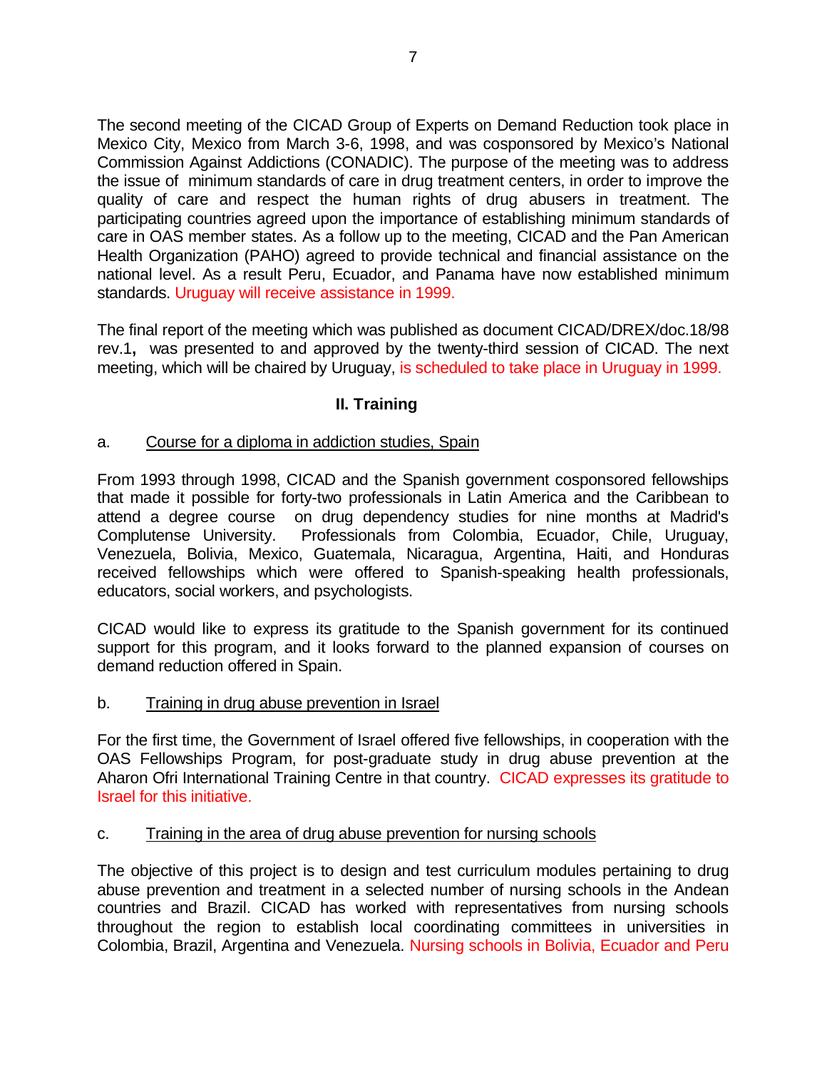The second meeting of the CICAD Group of Experts on Demand Reduction took place in Mexico City, Mexico from March 3-6, 1998, and was cosponsored by Mexico's National Commission Against Addictions (CONADIC). The purpose of the meeting was to address the issue of minimum standards of care in drug treatment centers, in order to improve the quality of care and respect the human rights of drug abusers in treatment. The participating countries agreed upon the importance of establishing minimum standards of care in OAS member states. As a follow up to the meeting, CICAD and the Pan American Health Organization (PAHO) agreed to provide technical and financial assistance on the national level. As a result Peru, Ecuador, and Panama have now established minimum standards. Uruguay will receive assistance in 1999.

The final report of the meeting which was published as document CICAD/DREX/doc.18/98 rev.1**,** was presented to and approved by the twenty-third session of CICAD. The next meeting, which will be chaired by Uruguay, is scheduled to take place in Uruguay in 1999.

## II. Training

a. Course for a diploma in addiction studies, Spain

From 1993 through 1998, CICAD and the Spanish government cosponsored fellowships that made it possible for forty-two professionals in Latin America and the Caribbean to attend a degree course on drug dependency studies for nine months at Madrid's Complutense University. Professionals from Colombia, Ecuador, Chile, Uruguay, Venezuela, Bolivia, Mexico, Guatemala, Nicaragua, Argentina, Haiti, and Honduras received fellowships which were offered to Spanish-speaking health professionals, educators, social workers, and psychologists.

CICAD would like to express its gratitude to the Spanish government for its continued support for this program, and it looks forward to the planned expansion of courses on demand reduction offered in Spain.

b. Training in drug abuse prevention in Israel

For the first time, the Government of Israel offered five fellowships, in cooperation with the OAS Fellowships Program, for post-graduate study in drug abuse prevention at the Aharon Ofri International Training Centre in that country. CICAD expresses its gratitude to Israel for this initiative.

c. Training in the area of drug abuse prevention for nursing schools

The objective of this project is to design and test curriculum modules pertaining to drug abuse prevention and treatment in a selected number of nursing schools in the Andean countries and Brazil. CICAD has worked with representatives from nursing schools throughout the region to establish local coordinating committees in universities in Colombia, Brazil, Argentina and Venezuela. Nursing schools in Bolivia, Ecuador and Peru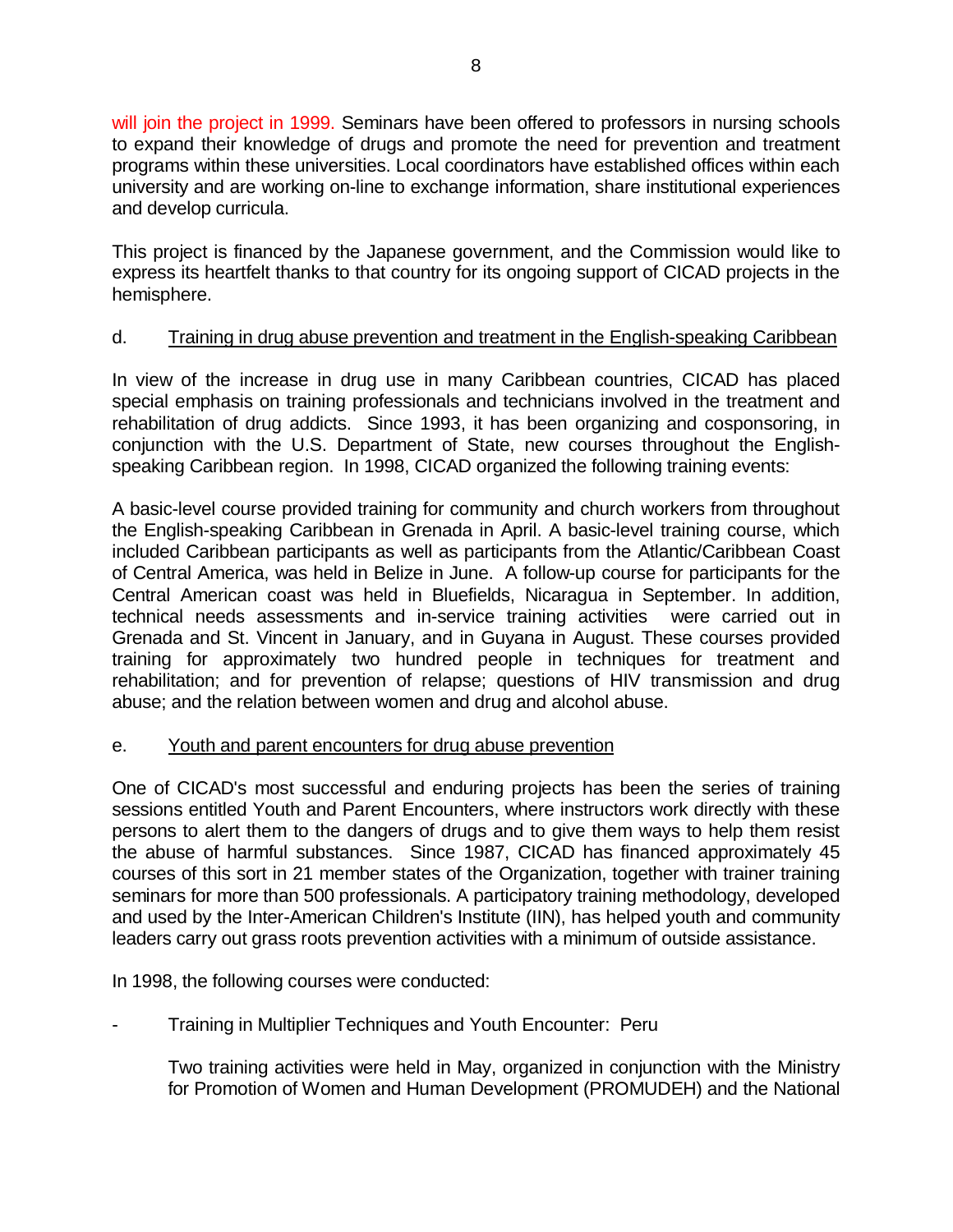will join the project in 1999. Seminars have been offered to professors in nursing schools to expand their knowledge of drugs and promote the need for prevention and treatment programs within these universities. Local coordinators have established offices within each university and are working on-line to exchange information, share institutional experiences and develop curricula.

This project is financed by the Japanese government, and the Commission would like to express its heartfelt thanks to that country for its ongoing support of CICAD projects in the hemisphere.

d. Training in drug abuse prevention and treatment in the English-speaking Caribbean

In view of the increase in drug use in many Caribbean countries, CICAD has placed special emphasis on training professionals and technicians involved in the treatment and rehabilitation of drug addicts. Since 1993, it has been organizing and cosponsoring, in conjunction with the U.S. Department of State, new courses throughout the English-speaking Caribbean region. In 1998, CICAD organized the following training events:

A basic-level course provided training for community and church workers from throughout the English-speaking Caribbean in Grenada in April. A basic-level training course, which included Caribbean participants as well as participants from the Atlantic/Caribbean Coast of Central America, was held in Belize in June. A follow-up course for participants for the Central American coast was held in Bluefields, Nicaragua in September. In addition, technical needs assessments and in-service training activities were carried out in Grenada and St. Vincent in January, and in Guyana in August. These courses provided training for approximately two hundred people in techniques for treatment and rehabilitation; and for prevention of relapse; questions of HIV transmission and drug abuse; and the relation between women and drug and alcohol abuse.

e. Youth and parent encounters for drug abuse prevention

One of CICAD's most successful and enduring projects has been the series of training sessions entitled Youth and Parent Encounters, where instructors work directly with these persons to alert them to the dangers of drugs and to give them ways to help them resist the abuse of harmful substances. Since 1987, CICAD has financed approximately 45 courses of this sort in 21 member states of the Organization, together with trainer training seminars for more than 500 professionals. A participatory training methodology, developed and used by the Inter-American Children's Institute (IIN), has helped youth and community leaders carry out grass roots prevention activities with a minimum of outside assistance.

In 1998, the following courses were conducted:

- Training in Multiplier Techniques and Youth Encounter: Peru

  Two training activities were held in May, organized in conjunction with the Ministry for Promotion of Women and Human Development (PROMUDEH) and the National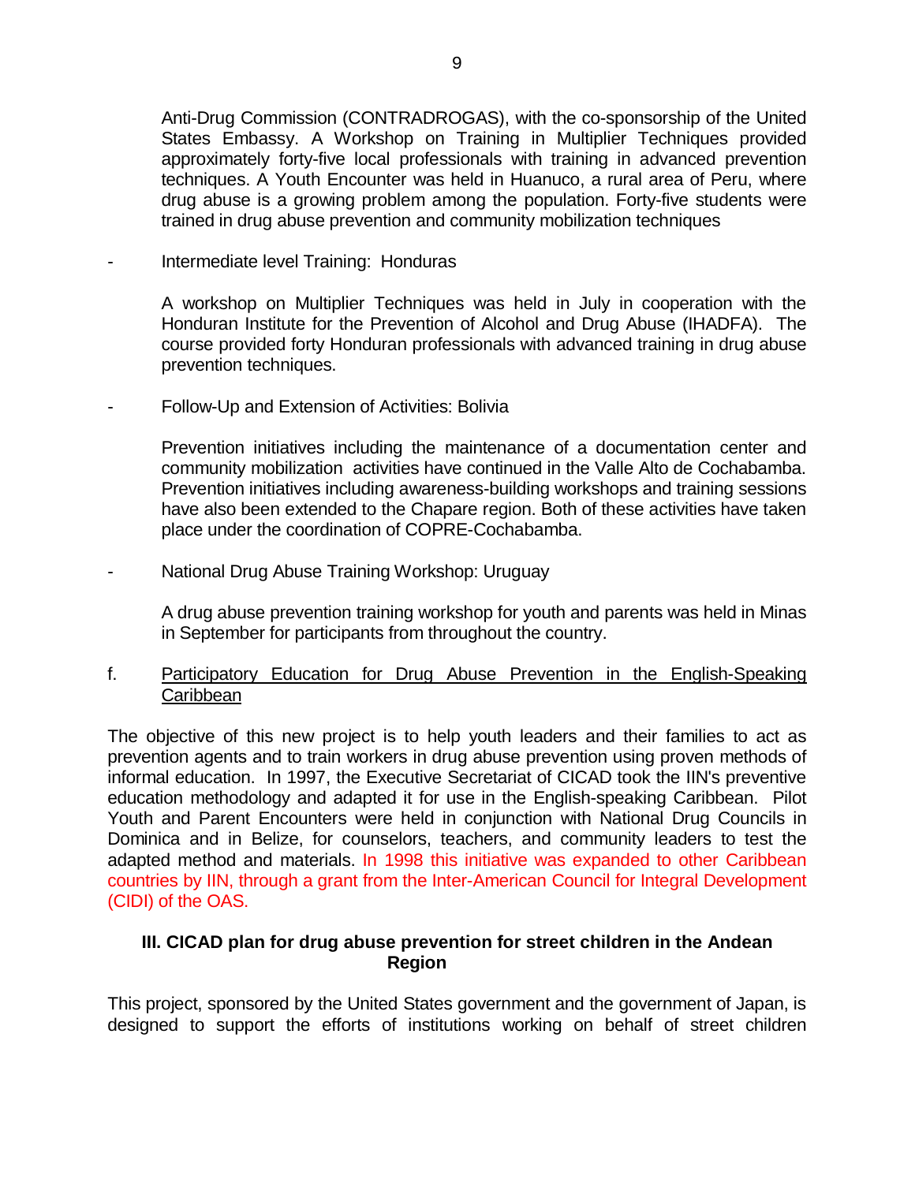Anti-Drug Commission (CONTRADROGAS), with the co-sponsorship of the United States Embassy. A Workshop on Training in Multiplier Techniques provided approximately forty-five local professionals with training in advanced prevention techniques. A Youth Encounter was held in Huanuco, a rural area of Peru, where drug abuse is a growing problem among the population. Forty-five students were trained in drug abuse prevention and community mobilization techniques

- Intermediate level Training: Honduras

  A workshop on Multiplier Techniques was held in July in cooperation with the Honduran Institute for the Prevention of Alcohol and Drug Abuse (IHADFA). The course provided forty Honduran professionals with advanced training in drug abuse prevention techniques.

- Follow-Up and Extension of Activities: Bolivia

  Prevention initiatives including the maintenance of a documentation center and community mobilization activities have continued in the Valle Alto de Cochabamba. Prevention initiatives including awareness-building workshops and training sessions have also been extended to the Chapare region. Both of these activities have taken place under the coordination of COPRE-Cochabamba.

- National Drug Abuse Training Workshop: Uruguay

  A drug abuse prevention training workshop for youth and parents was held in Minas in September for participants from throughout the country.

f. Participatory Education for Drug Abuse Prevention in the English-Speaking Caribbean

The objective of this new project is to help youth leaders and their families to act as prevention agents and to train workers in drug abuse prevention using proven methods of informal education. In 1997, the Executive Secretariat of CICAD took the IIN's preventive education methodology and adapted it for use in the English-speaking Caribbean. Pilot Youth and Parent Encounters were held in conjunction with National Drug Councils in Dominica and in Belize, for counselors, teachers, and community leaders to test the adapted method and materials. In 1998 this initiative was expanded to other Caribbean countries by IIN, through a grant from the Inter-American Council for Integral Development (CIDI) of the OAS.

### III. CICAD plan for drug abuse prevention for street children in the Andean Region

This project, sponsored by the United States government and the government of Japan, is designed to support the efforts of institutions working on behalf of street children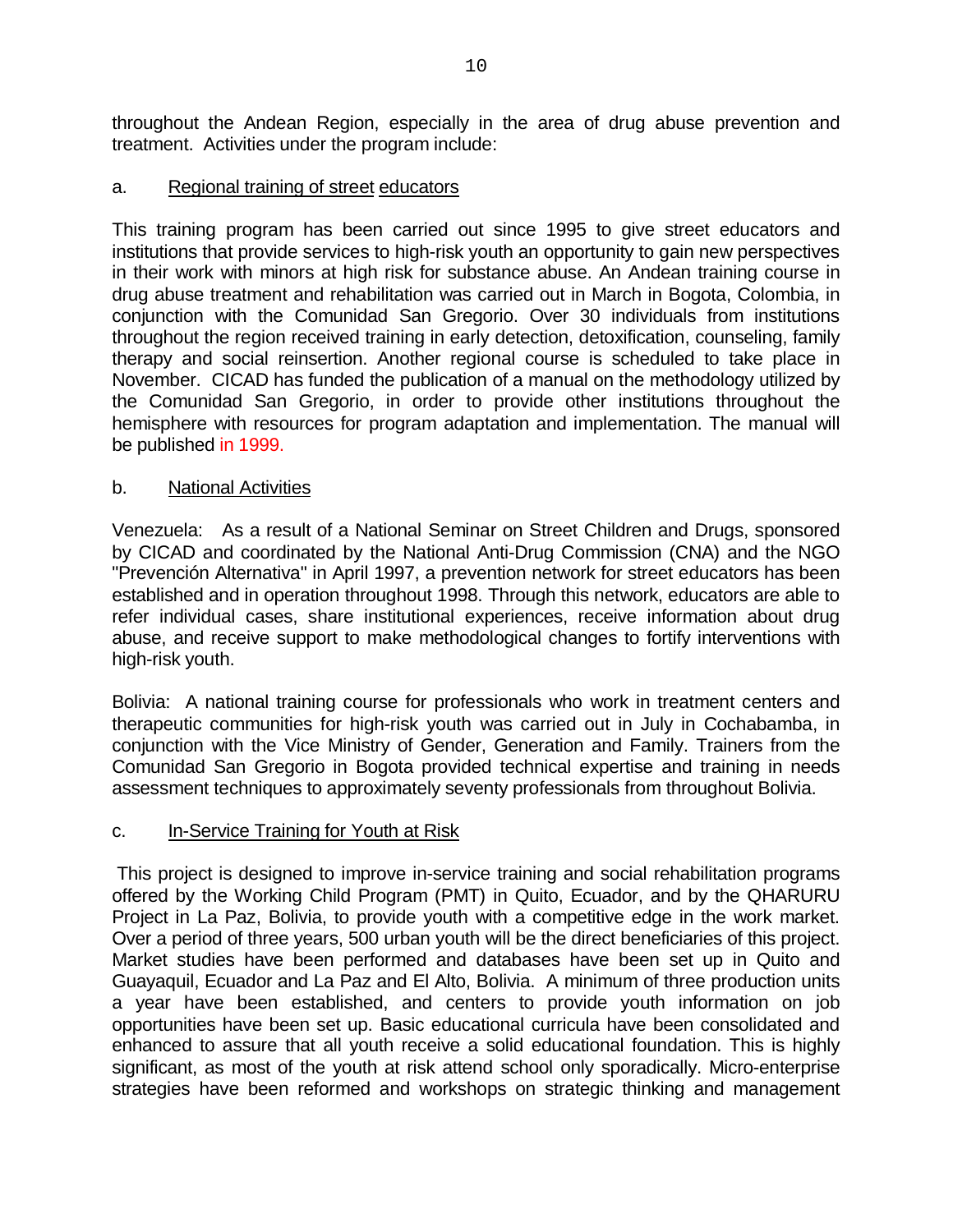throughout the Andean Region, especially in the area of drug abuse prevention and treatment. Activities under the program include:

a. Regional training of street educators

This training program has been carried out since 1995 to give street educators and institutions that provide services to high-risk youth an opportunity to gain new perspectives in their work with minors at high risk for substance abuse. An Andean training course in drug abuse treatment and rehabilitation was carried out in March in Bogota, Colombia, in conjunction with the Comunidad San Gregorio. Over 30 individuals from institutions throughout the region received training in early detection, detoxification, counseling, family therapy and social reinsertion. Another regional course is scheduled to take place in November. CICAD has funded the publication of a manual on the methodology utilized by the Comunidad San Gregorio, in order to provide other institutions throughout the hemisphere with resources for program adaptation and implementation. The manual will be published in 1999.

b. National Activities

Venezuela: As a result of a National Seminar on Street Children and Drugs, sponsored by CICAD and coordinated by the National Anti-Drug Commission (CNA) and the NGO "Prevención Alternativa" in April 1997, a prevention network for street educators has been established and in operation throughout 1998. Through this network, educators are able to refer individual cases, share institutional experiences, receive information about drug abuse, and receive support to make methodological changes to fortify interventions with high-risk youth.

Bolivia: A national training course for professionals who work in treatment centers and therapeutic communities for high-risk youth was carried out in July in Cochabamba, in conjunction with the Vice Ministry of Gender, Generation and Family. Trainers from the Comunidad San Gregorio in Bogota provided technical expertise and training in needs assessment techniques to approximately seventy professionals from throughout Bolivia.

c. In-Service Training for Youth at Risk

This project is designed to improve in-service training and social rehabilitation programs offered by the Working Child Program (PMT) in Quito, Ecuador, and by the QHARURU Project in La Paz, Bolivia, to provide youth with a competitive edge in the work market. Over a period of three years, 500 urban youth will be the direct beneficiaries of this project. Market studies have been performed and databases have been set up in Quito and Guayaquil, Ecuador and La Paz and El Alto, Bolivia. A minimum of three production units a year have been established, and centers to provide youth information on job opportunities have been set up. Basic educational curricula have been consolidated and enhanced to assure that all youth receive a solid educational foundation. This is highly significant, as most of the youth at risk attend school only sporadically. Micro-enterprise strategies have been reformed and workshops on strategic thinking and management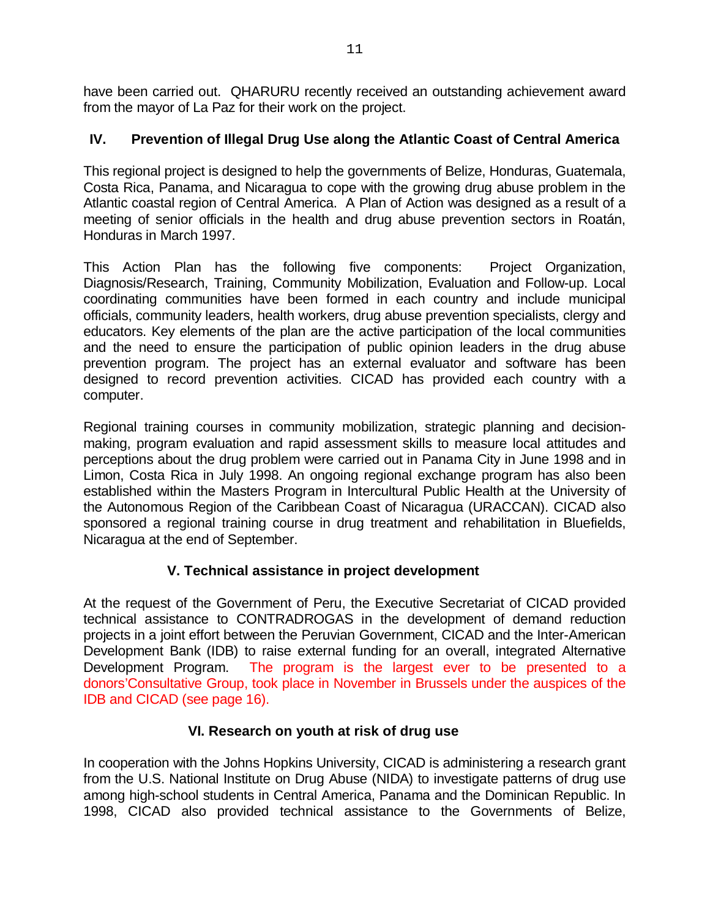have been carried out. QHARURU recently received an outstanding achievement award from the mayor of La Paz for their work on the project.

## IV. Prevention of Illegal Drug Use along the Atlantic Coast of Central America

This regional project is designed to help the governments of Belize, Honduras, Guatemala, Costa Rica, Panama, and Nicaragua to cope with the growing drug abuse problem in the Atlantic coastal region of Central America. A Plan of Action was designed as a result of a meeting of senior officials in the health and drug abuse prevention sectors in Roatán, Honduras in March 1997.

This Action Plan has the following five components: Project Organization, Diagnosis/Research, Training, Community Mobilization, Evaluation and Follow-up. Local coordinating communities have been formed in each country and include municipal officials, community leaders, health workers, drug abuse prevention specialists, clergy and educators. Key elements of the plan are the active participation of the local communities and the need to ensure the participation of public opinion leaders in the drug abuse prevention program. The project has an external evaluator and software has been designed to record prevention activities. CICAD has provided each country with a computer.

Regional training courses in community mobilization, strategic planning and decision-making, program evaluation and rapid assessment skills to measure local attitudes and perceptions about the drug problem were carried out in Panama City in June 1998 and in Limon, Costa Rica in July 1998. An ongoing regional exchange program has also been established within the Masters Program in Intercultural Public Health at the University of the Autonomous Region of the Caribbean Coast of Nicaragua (URACCAN). CICAD also sponsored a regional training course in drug treatment and rehabilitation in Bluefields, Nicaragua at the end of September.

## V. Technical assistance in project development

At the request of the Government of Peru, the Executive Secretariat of CICAD provided technical assistance to CONTRADROGAS in the development of demand reduction projects in a joint effort between the Peruvian Government, CICAD and the Inter-American Development Bank (IDB) to raise external funding for an overall, integrated Alternative Development Program. The program is the largest ever to be presented to a donors'Consultative Group, took place in November in Brussels under the auspices of the IDB and CICAD (see page 16).

## VI. Research on youth at risk of drug use

In cooperation with the Johns Hopkins University, CICAD is administering a research grant from the U.S. National Institute on Drug Abuse (NIDA) to investigate patterns of drug use among high-school students in Central America, Panama and the Dominican Republic. In 1998, CICAD also provided technical assistance to the Governments of Belize,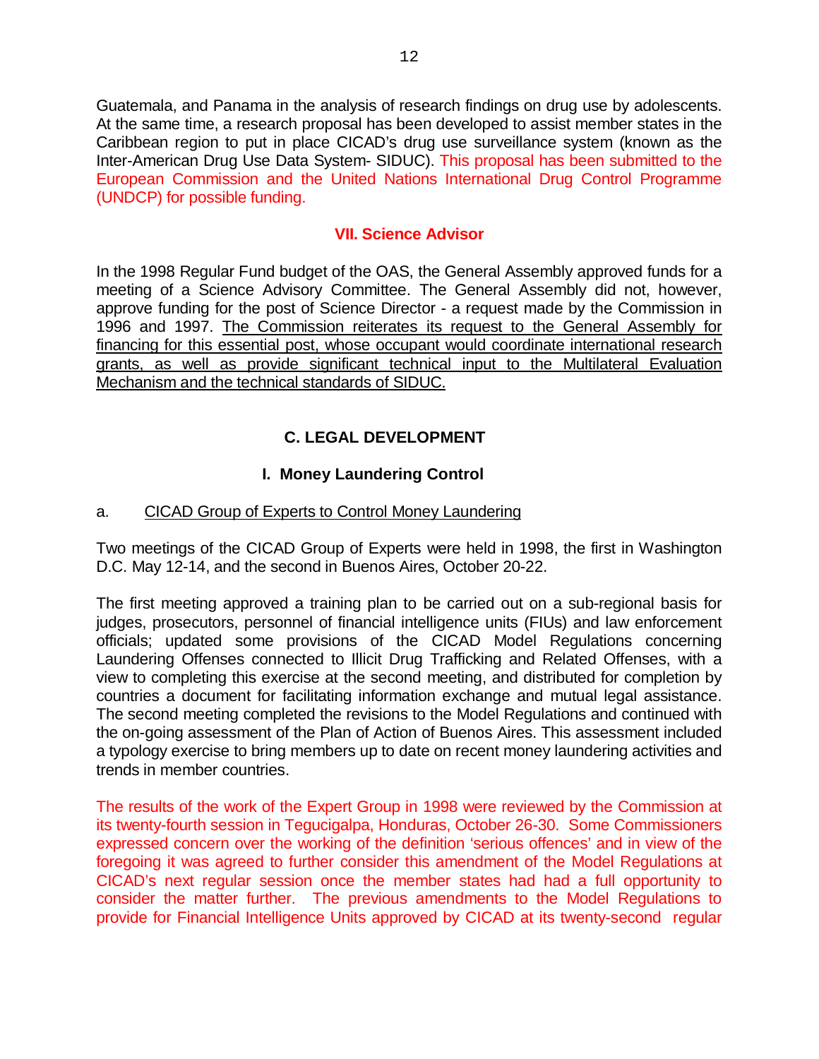Guatemala, and Panama in the analysis of research findings on drug use by adolescents. At the same time, a research proposal has been developed to assist member states in the Caribbean region to put in place CICAD's drug use surveillance system (known as the Inter-American Drug Use Data System- SIDUC). This proposal has been submitted to the European Commission and the United Nations International Drug Control Programme (UNDCP) for possible funding.

### VII. Science Advisor

In the 1998 Regular Fund budget of the OAS, the General Assembly approved funds for a meeting of a Science Advisory Committee. The General Assembly did not, however, approve funding for the post of Science Director - a request made by the Commission in 1996 and 1997. <u>The Commission reiterates its request to the General Assembly for financing for this essential post, whose occupant would coordinate international research grants, as well as provide significant technical input to the Multilateral Evaluation Mechanism and the technical standards of SIDUC.</u>

## C. LEGAL DEVELOPMENT

### I. Money Laundering Control

a. <u>CICAD Group of Experts to Control Money Laundering</u>

Two meetings of the CICAD Group of Experts were held in 1998, the first in Washington D.C. May 12-14, and the second in Buenos Aires, October 20-22.

The first meeting approved a training plan to be carried out on a sub-regional basis for judges, prosecutors, personnel of financial intelligence units (FIUs) and law enforcement officials; updated some provisions of the CICAD Model Regulations concerning Laundering Offenses connected to Illicit Drug Trafficking and Related Offenses, with a view to completing this exercise at the second meeting, and distributed for completion by countries a document for facilitating information exchange and mutual legal assistance. The second meeting completed the revisions to the Model Regulations and continued with the on-going assessment of the Plan of Action of Buenos Aires. This assessment included a typology exercise to bring members up to date on recent money laundering activities and trends in member countries.

The results of the work of the Expert Group in 1998 were reviewed by the Commission at its twenty-fourth session in Tegucigalpa, Honduras, October 26-30. Some Commissioners expressed concern over the working of the definition 'serious offences' and in view of the foregoing it was agreed to further consider this amendment of the Model Regulations at CICAD's next regular session once the member states had had a full opportunity to consider the matter further. The previous amendments to the Model Regulations to provide for Financial Intelligence Units approved by CICAD at its twenty-second regular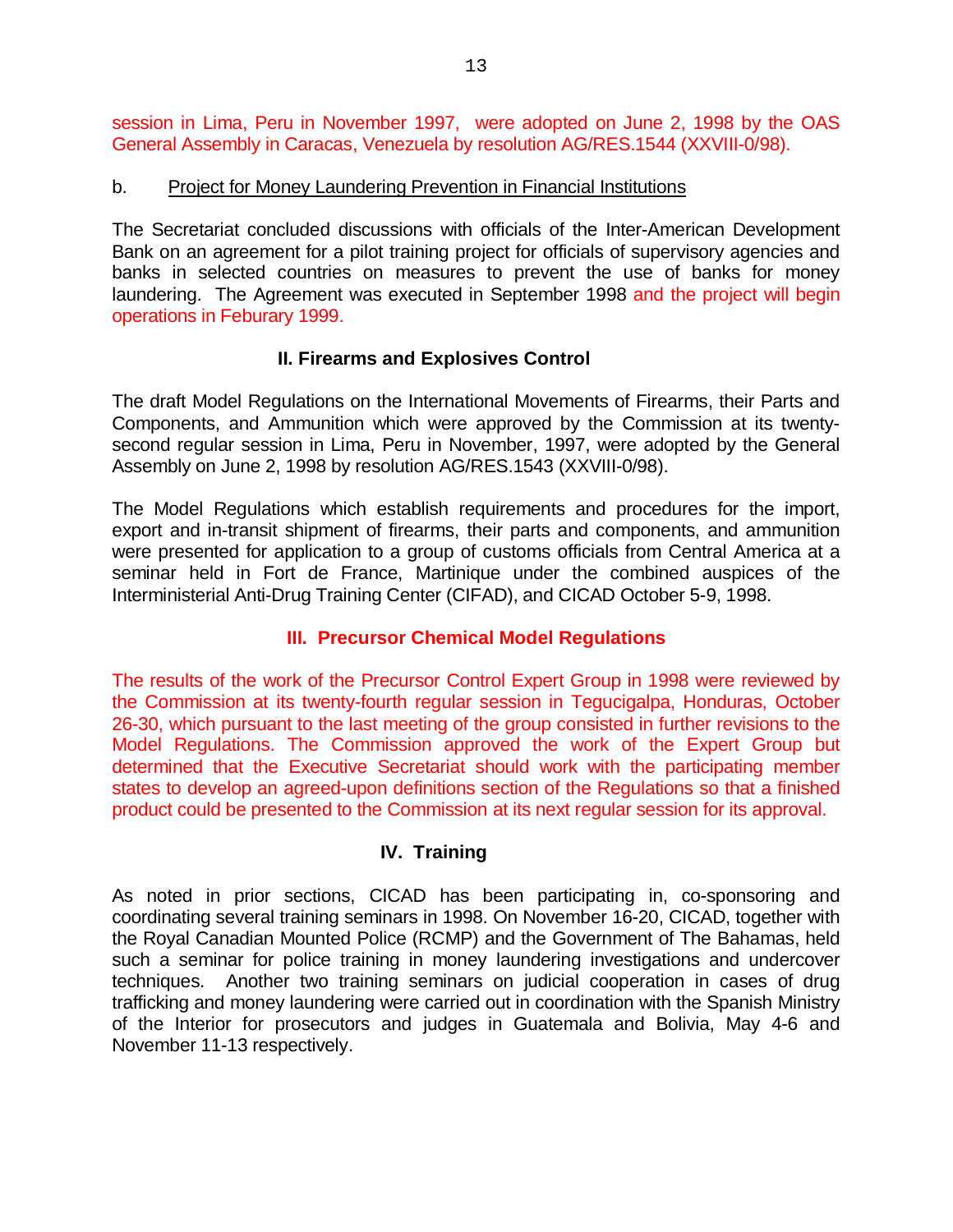session in Lima, Peru in November 1997, were adopted on June 2, 1998 by the OAS General Assembly in Caracas, Venezuela by resolution AG/RES.1544 (XXVIII-0/98).

b. Project for Money Laundering Prevention in Financial Institutions

The Secretariat concluded discussions with officials of the Inter-American Development Bank on an agreement for a pilot training project for officials of supervisory agencies and banks in selected countries on measures to prevent the use of banks for money laundering. The Agreement was executed in September 1998 and the project will begin operations in Feburary 1999.

## II. Firearms and Explosives Control

The draft Model Regulations on the International Movements of Firearms, their Parts and Components, and Ammunition which were approved by the Commission at its twenty-second regular session in Lima, Peru in November, 1997, were adopted by the General Assembly on June 2, 1998 by resolution AG/RES.1543 (XXVIII-0/98).

The Model Regulations which establish requirements and procedures for the import, export and in-transit shipment of firearms, their parts and components, and ammunition were presented for application to a group of customs officials from Central America at a seminar held in Fort de France, Martinique under the combined auspices of the Interministerial Anti-Drug Training Center (CIFAD), and CICAD October 5-9, 1998.

## III. Precursor Chemical Model Regulations

The results of the work of the Precursor Control Expert Group in 1998 were reviewed by the Commission at its twenty-fourth regular session in Tegucigalpa, Honduras, October 26-30, which pursuant to the last meeting of the group consisted in further revisions to the Model Regulations. The Commission approved the work of the Expert Group but determined that the Executive Secretariat should work with the participating member states to develop an agreed-upon definitions section of the Regulations so that a finished product could be presented to the Commission at its next regular session for its approval.

## IV. Training

As noted in prior sections, CICAD has been participating in, co-sponsoring and coordinating several training seminars in 1998. On November 16-20, CICAD, together with the Royal Canadian Mounted Police (RCMP) and the Government of The Bahamas, held such a seminar for police training in money laundering investigations and undercover techniques. Another two training seminars on judicial cooperation in cases of drug trafficking and money laundering were carried out in coordination with the Spanish Ministry of the Interior for prosecutors and judges in Guatemala and Bolivia, May 4-6 and November 11-13 respectively.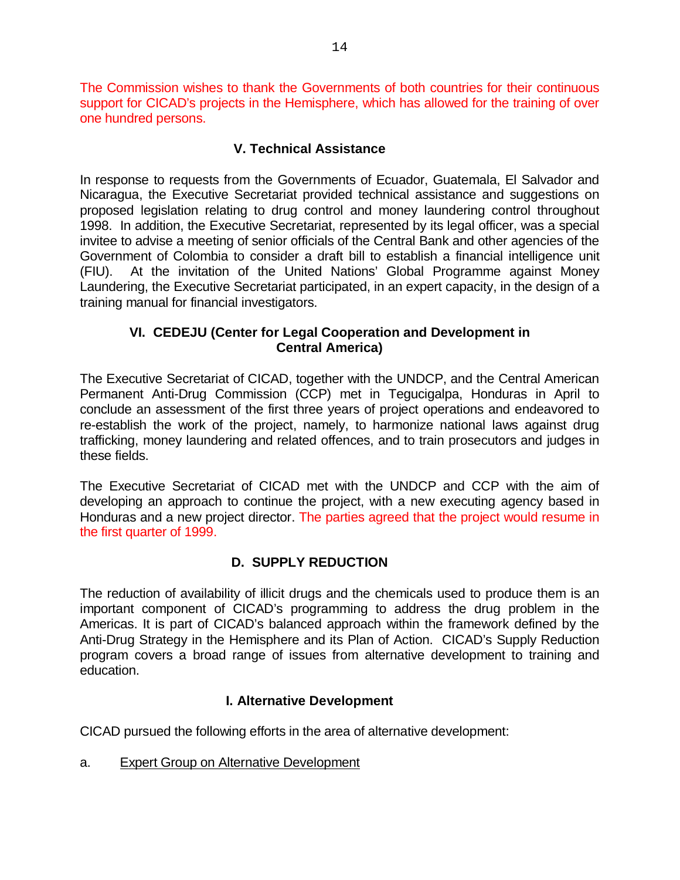The Commission wishes to thank the Governments of both countries for their continuous support for CICAD's projects in the Hemisphere, which has allowed for the training of over one hundred persons.

### V. Technical Assistance

In response to requests from the Governments of Ecuador, Guatemala, El Salvador and Nicaragua, the Executive Secretariat provided technical assistance and suggestions on proposed legislation relating to drug control and money laundering control throughout 1998. In addition, the Executive Secretariat, represented by its legal officer, was a special invitee to advise a meeting of senior officials of the Central Bank and other agencies of the Government of Colombia to consider a draft bill to establish a financial intelligence unit (FIU). At the invitation of the United Nations' Global Programme against Money Laundering, the Executive Secretariat participated, in an expert capacity, in the design of a training manual for financial investigators.

### VI. CEDEJU (Center for Legal Cooperation and Development in Central America)

The Executive Secretariat of CICAD, together with the UNDCP, and the Central American Permanent Anti-Drug Commission (CCP) met in Tegucigalpa, Honduras in April to conclude an assessment of the first three years of project operations and endeavored to re-establish the work of the project, namely, to harmonize national laws against drug trafficking, money laundering and related offences, and to train prosecutors and judges in these fields.

The Executive Secretariat of CICAD met with the UNDCP and CCP with the aim of developing an approach to continue the project, with a new executing agency based in Honduras and a new project director. The parties agreed that the project would resume in the first quarter of 1999.

## D. SUPPLY REDUCTION

The reduction of availability of illicit drugs and the chemicals used to produce them is an important component of CICAD's programming to address the drug problem in the Americas. It is part of CICAD's balanced approach within the framework defined by the Anti-Drug Strategy in the Hemisphere and its Plan of Action. CICAD's Supply Reduction program covers a broad range of issues from alternative development to training and education.

### I. Alternative Development

CICAD pursued the following efforts in the area of alternative development:

a. Expert Group on Alternative Development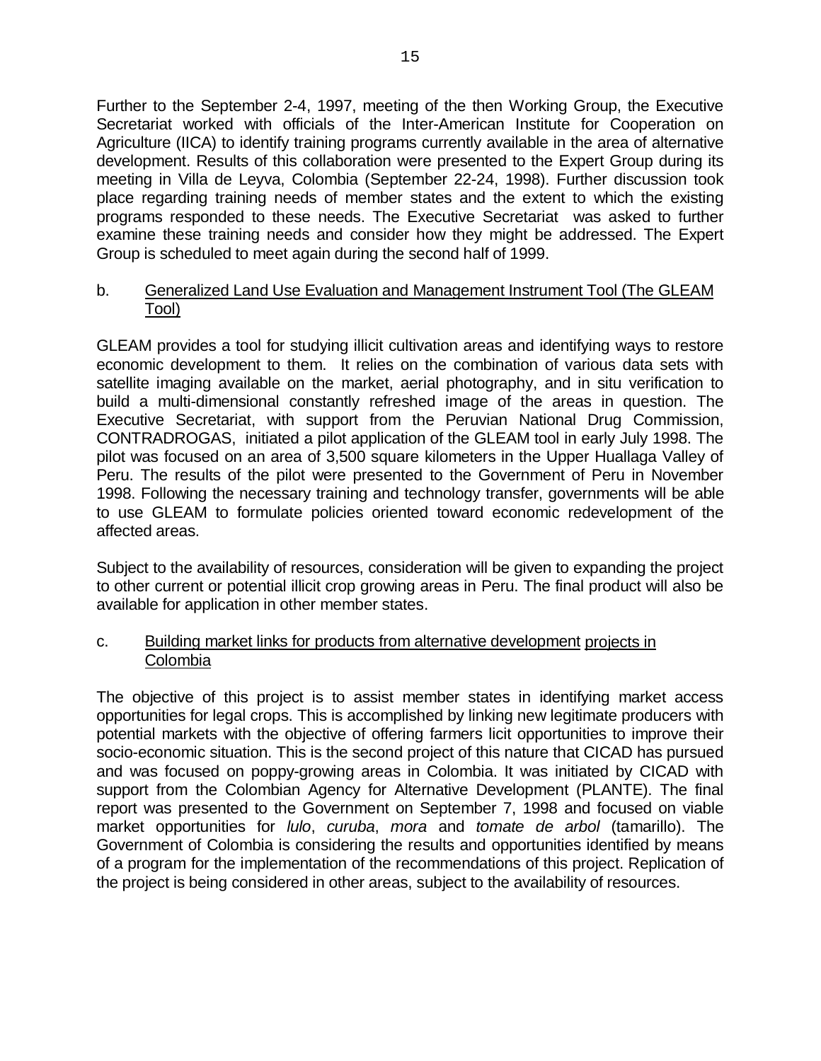Further to the September 2-4, 1997, meeting of the then Working Group, the Executive Secretariat worked with officials of the Inter-American Institute for Cooperation on Agriculture (IICA) to identify training programs currently available in the area of alternative development. Results of this collaboration were presented to the Expert Group during its meeting in Villa de Leyva, Colombia (September 22-24, 1998). Further discussion took place regarding training needs of member states and the extent to which the existing programs responded to these needs. The Executive Secretariat was asked to further examine these training needs and consider how they might be addressed. The Expert Group is scheduled to meet again during the second half of 1999.

b. Generalized Land Use Evaluation and Management Instrument Tool (The GLEAM Tool)

GLEAM provides a tool for studying illicit cultivation areas and identifying ways to restore economic development to them. It relies on the combination of various data sets with satellite imaging available on the market, aerial photography, and in situ verification to build a multi-dimensional constantly refreshed image of the areas in question. The Executive Secretariat, with support from the Peruvian National Drug Commission, CONTRADROGAS, initiated a pilot application of the GLEAM tool in early July 1998. The pilot was focused on an area of 3,500 square kilometers in the Upper Huallaga Valley of Peru. The results of the pilot were presented to the Government of Peru in November 1998. Following the necessary training and technology transfer, governments will be able to use GLEAM to formulate policies oriented toward economic redevelopment of the affected areas.

Subject to the availability of resources, consideration will be given to expanding the project to other current or potential illicit crop growing areas in Peru. The final product will also be available for application in other member states.

c. Building market links for products from alternative development projects in Colombia

The objective of this project is to assist member states in identifying market access opportunities for legal crops. This is accomplished by linking new legitimate producers with potential markets with the objective of offering farmers licit opportunities to improve their socio-economic situation. This is the second project of this nature that CICAD has pursued and was focused on poppy-growing areas in Colombia. It was initiated by CICAD with support from the Colombian Agency for Alternative Development (PLANTE). The final report was presented to the Government on September 7, 1998 and focused on viable market opportunities for *lulo*, *curuba*, *mora* and *tomate de arbol* (tamarillo). The Government of Colombia is considering the results and opportunities identified by means of a program for the implementation of the recommendations of this project. Replication of the project is being considered in other areas, subject to the availability of resources.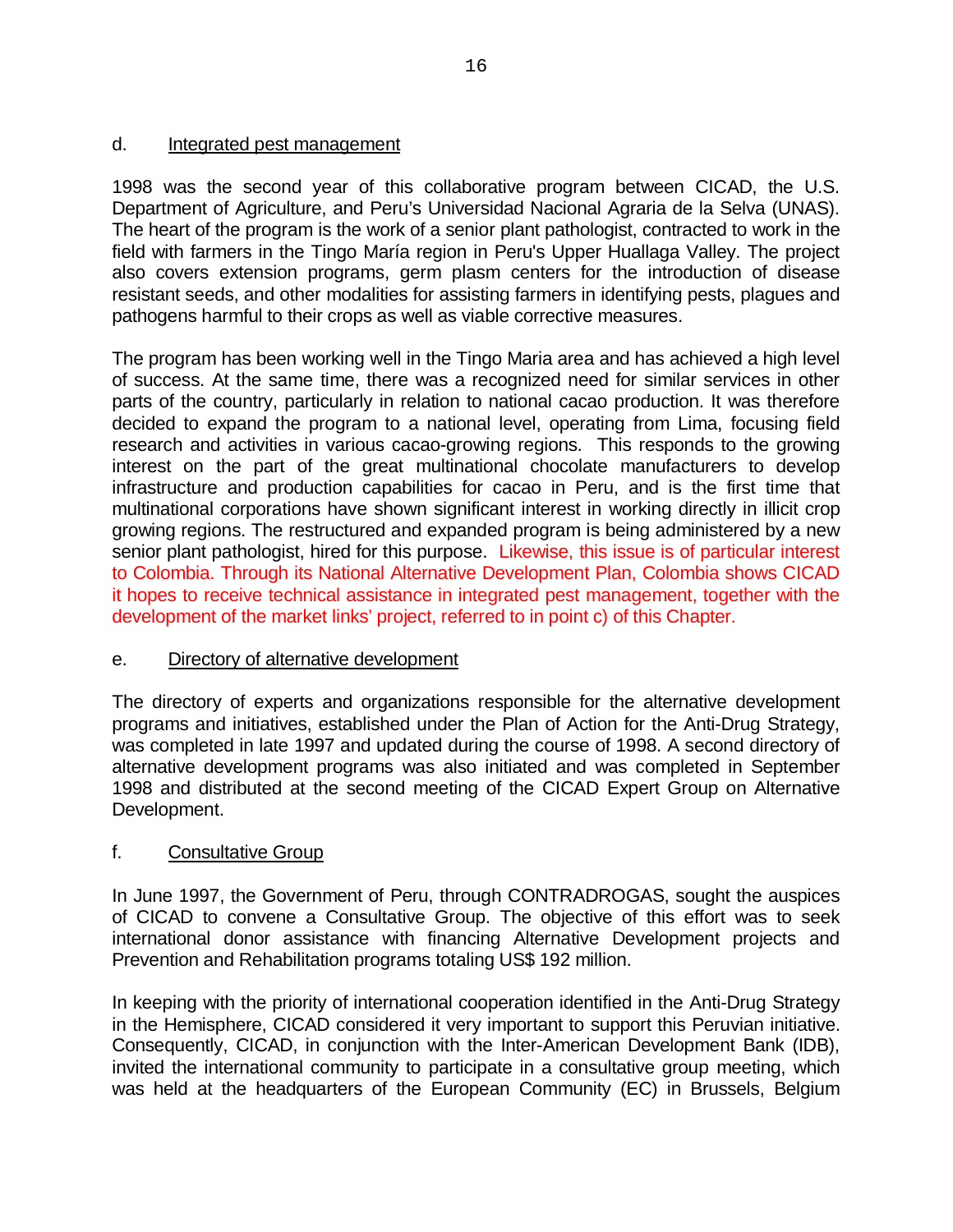d. Integrated pest management

1998 was the second year of this collaborative program between CICAD, the U.S. Department of Agriculture, and Peru's Universidad Nacional Agraria de la Selva (UNAS). The heart of the program is the work of a senior plant pathologist, contracted to work in the field with farmers in the Tingo María region in Peru's Upper Huallaga Valley. The project also covers extension programs, germ plasm centers for the introduction of disease resistant seeds, and other modalities for assisting farmers in identifying pests, plagues and pathogens harmful to their crops as well as viable corrective measures.

The program has been working well in the Tingo Maria area and has achieved a high level of success. At the same time, there was a recognized need for similar services in other parts of the country, particularly in relation to national cacao production. It was therefore decided to expand the program to a national level, operating from Lima, focusing field research and activities in various cacao-growing regions. This responds to the growing interest on the part of the great multinational chocolate manufacturers to develop infrastructure and production capabilities for cacao in Peru, and is the first time that multinational corporations have shown significant interest in working directly in illicit crop growing regions. The restructured and expanded program is being administered by a new senior plant pathologist, hired for this purpose. Likewise, this issue is of particular interest to Colombia. Through its National Alternative Development Plan, Colombia shows CICAD it hopes to receive technical assistance in integrated pest management, together with the development of the market links' project, referred to in point c) of this Chapter.

e. Directory of alternative development

The directory of experts and organizations responsible for the alternative development programs and initiatives, established under the Plan of Action for the Anti-Drug Strategy, was completed in late 1997 and updated during the course of 1998. A second directory of alternative development programs was also initiated and was completed in September 1998 and distributed at the second meeting of the CICAD Expert Group on Alternative Development.

f. Consultative Group

In June 1997, the Government of Peru, through CONTRADROGAS, sought the auspices of CICAD to convene a Consultative Group. The objective of this effort was to seek international donor assistance with financing Alternative Development projects and Prevention and Rehabilitation programs totaling US$ 192 million.

In keeping with the priority of international cooperation identified in the Anti-Drug Strategy in the Hemisphere, CICAD considered it very important to support this Peruvian initiative. Consequently, CICAD, in conjunction with the Inter-American Development Bank (IDB), invited the international community to participate in a consultative group meeting, which was held at the headquarters of the European Community (EC) in Brussels, Belgium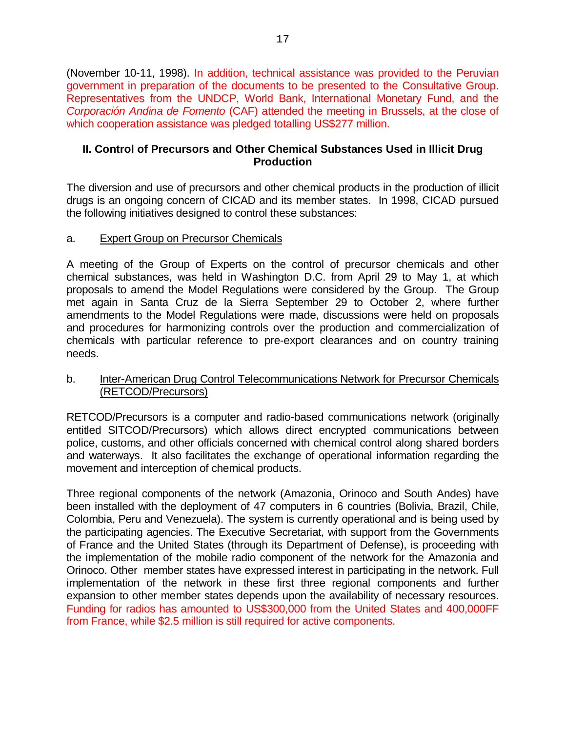(November 10-11, 1998). In addition, technical assistance was provided to the Peruvian government in preparation of the documents to be presented to the Consultative Group. Representatives from the UNDCP, World Bank, International Monetary Fund, and the *Corporación Andina de Fomento* (CAF) attended the meeting in Brussels, at the close of which cooperation assistance was pledged totalling US$277 million.

## II. Control of Precursors and Other Chemical Substances Used in Illicit Drug Production

The diversion and use of precursors and other chemical products in the production of illicit drugs is an ongoing concern of CICAD and its member states. In 1998, CICAD pursued the following initiatives designed to control these substances:

a. <u>Expert Group on Precursor Chemicals</u>

A meeting of the Group of Experts on the control of precursor chemicals and other chemical substances, was held in Washington D.C. from April 29 to May 1, at which proposals to amend the Model Regulations were considered by the Group. The Group met again in Santa Cruz de la Sierra September 29 to October 2, where further amendments to the Model Regulations were made, discussions were held on proposals and procedures for harmonizing controls over the production and commercialization of chemicals with particular reference to pre-export clearances and on country training needs.

b. <u>Inter-American Drug Control Telecommunications Network for Precursor Chemicals (RETCOD/Precursors)</u>

RETCOD/Precursors is a computer and radio-based communications network (originally entitled SITCOD/Precursors) which allows direct encrypted communications between police, customs, and other officials concerned with chemical control along shared borders and waterways. It also facilitates the exchange of operational information regarding the movement and interception of chemical products.

Three regional components of the network (Amazonia, Orinoco and South Andes) have been installed with the deployment of 47 computers in 6 countries (Bolivia, Brazil, Chile, Colombia, Peru and Venezuela). The system is currently operational and is being used by the participating agencies. The Executive Secretariat, with support from the Governments of France and the United States (through its Department of Defense), is proceeding with the implementation of the mobile radio component of the network for the Amazonia and Orinoco. Other member states have expressed interest in participating in the network. Full implementation of the network in these first three regional components and further expansion to other member states depends upon the availability of necessary resources. Funding for radios has amounted to US$300,000 from the United States and 400,000FF from France, while $2.5 million is still required for active components.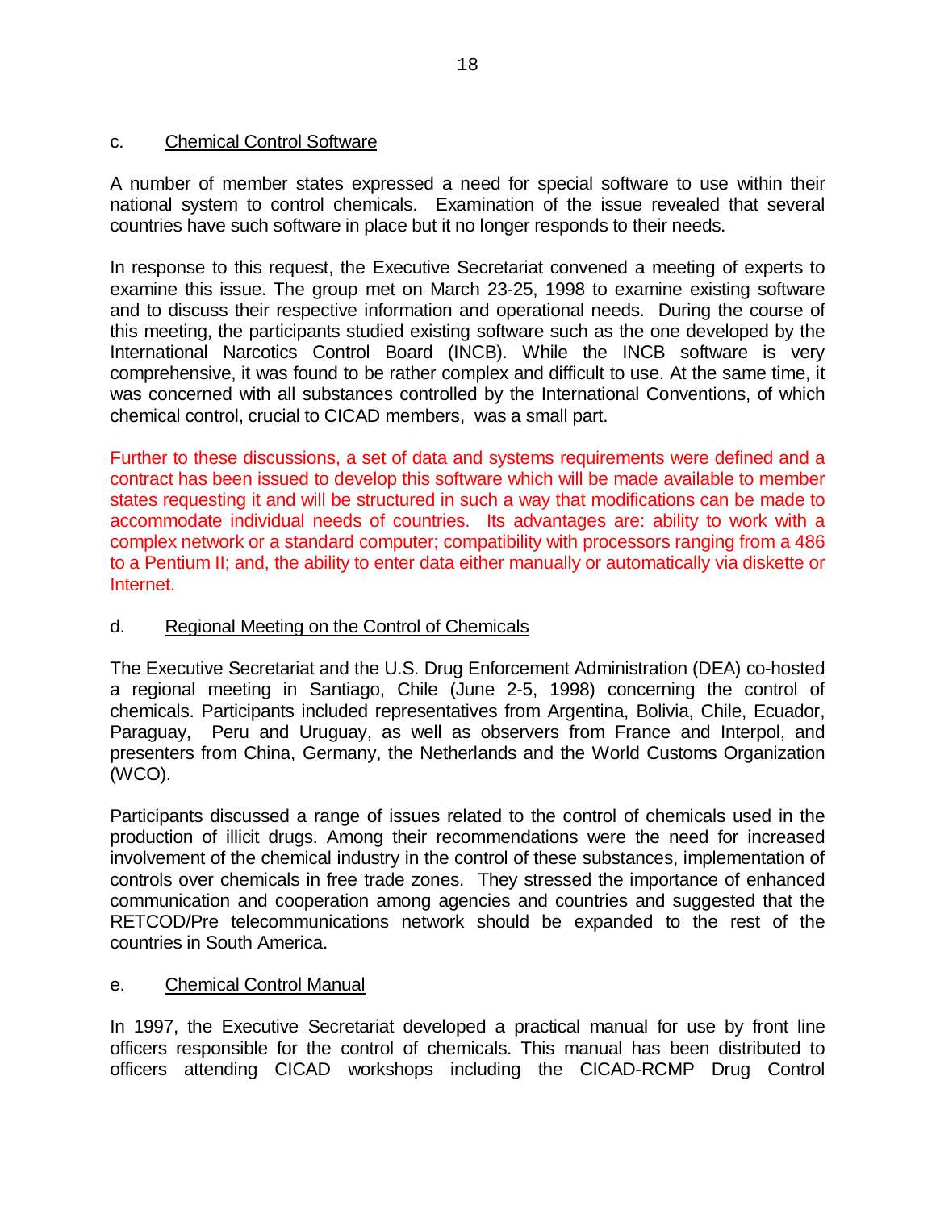c. Chemical Control Software

A number of member states expressed a need for special software to use within their national system to control chemicals. Examination of the issue revealed that several countries have such software in place but it no longer responds to their needs.

In response to this request, the Executive Secretariat convened a meeting of experts to examine this issue. The group met on March 23-25, 1998 to examine existing software and to discuss their respective information and operational needs. During the course of this meeting, the participants studied existing software such as the one developed by the International Narcotics Control Board (INCB). While the INCB software is very comprehensive, it was found to be rather complex and difficult to use. At the same time, it was concerned with all substances controlled by the International Conventions, of which chemical control, crucial to CICAD members, was a small part.

Further to these discussions, a set of data and systems requirements were defined and a contract has been issued to develop this software which will be made available to member states requesting it and will be structured in such a way that modifications can be made to accommodate individual needs of countries. Its advantages are: ability to work with a complex network or a standard computer; compatibility with processors ranging from a 486 to a Pentium II; and, the ability to enter data either manually or automatically via diskette or Internet.

d. Regional Meeting on the Control of Chemicals

The Executive Secretariat and the U.S. Drug Enforcement Administration (DEA) co-hosted a regional meeting in Santiago, Chile (June 2-5, 1998) concerning the control of chemicals. Participants included representatives from Argentina, Bolivia, Chile, Ecuador, Paraguay, Peru and Uruguay, as well as observers from France and Interpol, and presenters from China, Germany, the Netherlands and the World Customs Organization (WCO).

Participants discussed a range of issues related to the control of chemicals used in the production of illicit drugs. Among their recommendations were the need for increased involvement of the chemical industry in the control of these substances, implementation of controls over chemicals in free trade zones. They stressed the importance of enhanced communication and cooperation among agencies and countries and suggested that the RETCOD/Pre telecommunications network should be expanded to the rest of the countries in South America.

e. Chemical Control Manual

In 1997, the Executive Secretariat developed a practical manual for use by front line officers responsible for the control of chemicals. This manual has been distributed to officers attending CICAD workshops including the CICAD-RCMP Drug Control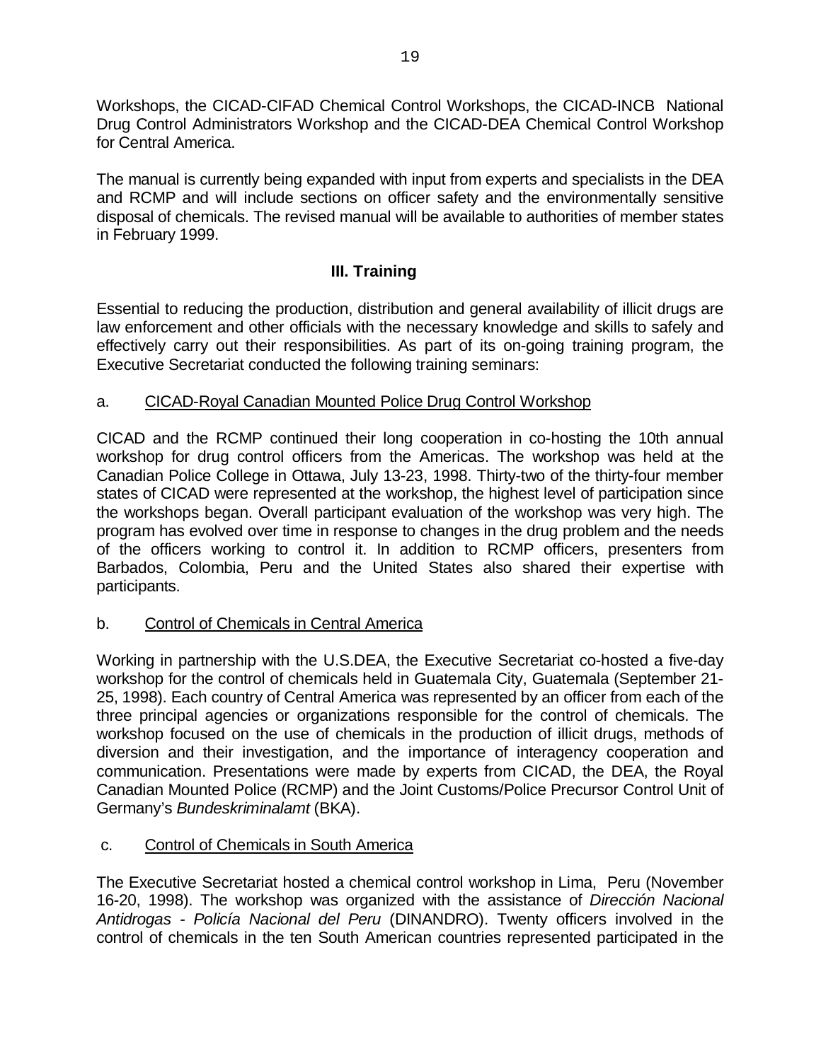Workshops, the CICAD-CIFAD Chemical Control Workshops, the CICAD-INCB National Drug Control Administrators Workshop and the CICAD-DEA Chemical Control Workshop for Central America.

The manual is currently being expanded with input from experts and specialists in the DEA and RCMP and will include sections on officer safety and the environmentally sensitive disposal of chemicals. The revised manual will be available to authorities of member states in February 1999.

## III. Training

Essential to reducing the production, distribution and general availability of illicit drugs are law enforcement and other officials with the necessary knowledge and skills to safely and effectively carry out their responsibilities. As part of its on-going training program, the Executive Secretariat conducted the following training seminars:

a. <u>CICAD-Royal Canadian Mounted Police Drug Control Workshop</u>

CICAD and the RCMP continued their long cooperation in co-hosting the 10th annual workshop for drug control officers from the Americas. The workshop was held at the Canadian Police College in Ottawa, July 13-23, 1998. Thirty-two of the thirty-four member states of CICAD were represented at the workshop, the highest level of participation since the workshops began. Overall participant evaluation of the workshop was very high. The program has evolved over time in response to changes in the drug problem and the needs of the officers working to control it. In addition to RCMP officers, presenters from Barbados, Colombia, Peru and the United States also shared their expertise with participants.

b. <u>Control of Chemicals in Central America</u>

Working in partnership with the U.S.DEA, the Executive Secretariat co-hosted a five-day workshop for the control of chemicals held in Guatemala City, Guatemala (September 21-25, 1998). Each country of Central America was represented by an officer from each of the three principal agencies or organizations responsible for the control of chemicals. The workshop focused on the use of chemicals in the production of illicit drugs, methods of diversion and their investigation, and the importance of interagency cooperation and communication. Presentations were made by experts from CICAD, the DEA, the Royal Canadian Mounted Police (RCMP) and the Joint Customs/Police Precursor Control Unit of Germany's *Bundeskriminalamt* (BKA).

c. <u>Control of Chemicals in South America</u>

The Executive Secretariat hosted a chemical control workshop in Lima, Peru (November 16-20, 1998). The workshop was organized with the assistance of *Dirección Nacional Antidrogas - Policía Nacional del Peru* (DINANDRO). Twenty officers involved in the control of chemicals in the ten South American countries represented participated in the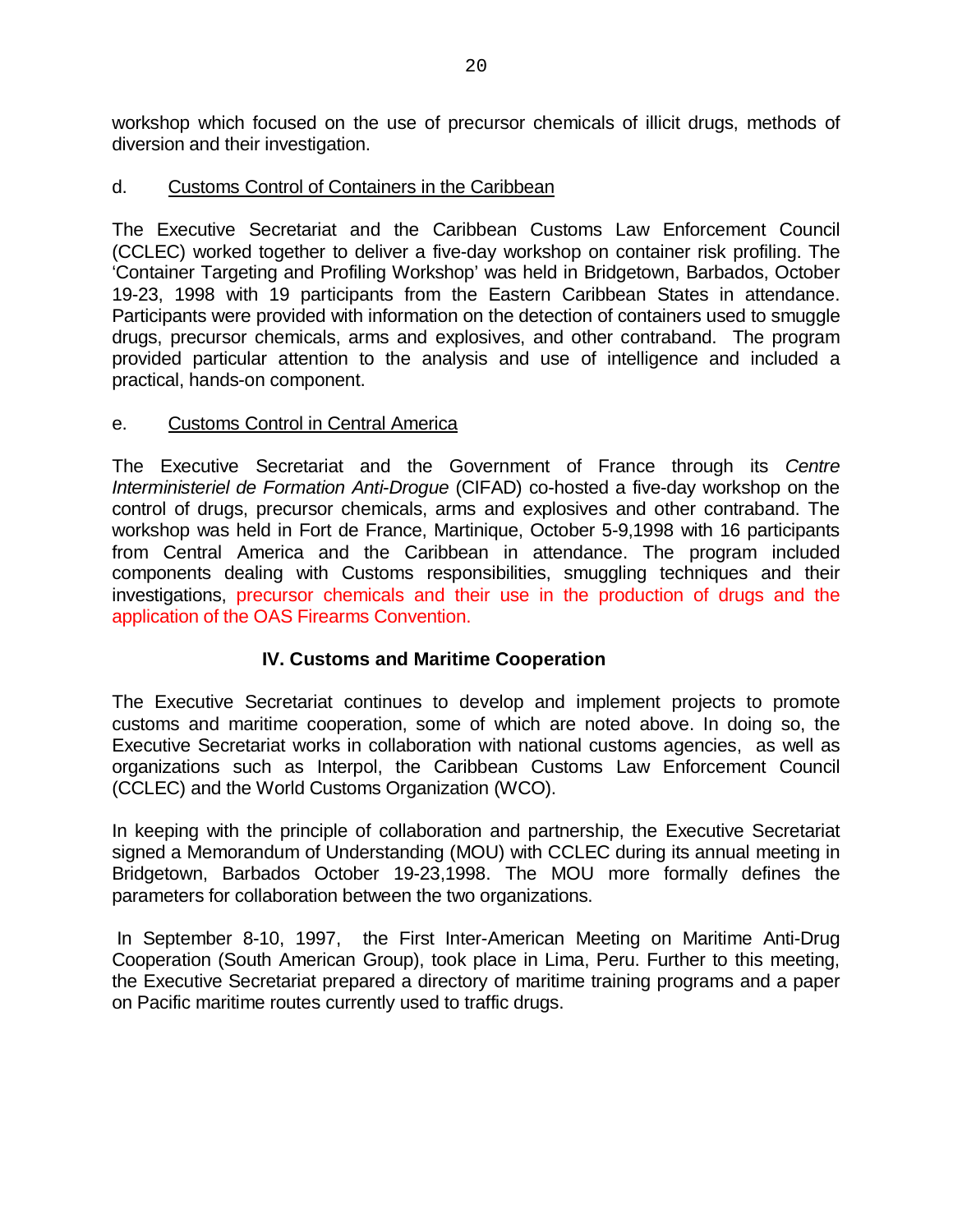workshop which focused on the use of precursor chemicals of illicit drugs, methods of diversion and their investigation.

d. Customs Control of Containers in the Caribbean

The Executive Secretariat and the Caribbean Customs Law Enforcement Council (CCLEC) worked together to deliver a five-day workshop on container risk profiling. The 'Container Targeting and Profiling Workshop' was held in Bridgetown, Barbados, October 19-23, 1998 with 19 participants from the Eastern Caribbean States in attendance. Participants were provided with information on the detection of containers used to smuggle drugs, precursor chemicals, arms and explosives, and other contraband. The program provided particular attention to the analysis and use of intelligence and included a practical, hands-on component.

e. Customs Control in Central America

The Executive Secretariat and the Government of France through its *Centre Interministeriel de Formation Anti-Drogue* (CIFAD) co-hosted a five-day workshop on the control of drugs, precursor chemicals, arms and explosives and other contraband. The workshop was held in Fort de France, Martinique, October 5-9,1998 with 16 participants from Central America and the Caribbean in attendance. The program included components dealing with Customs responsibilities, smuggling techniques and their investigations, precursor chemicals and their use in the production of drugs and the application of the OAS Firearms Convention.

## IV. Customs and Maritime Cooperation

The Executive Secretariat continues to develop and implement projects to promote customs and maritime cooperation, some of which are noted above. In doing so, the Executive Secretariat works in collaboration with national customs agencies, as well as organizations such as Interpol, the Caribbean Customs Law Enforcement Council (CCLEC) and the World Customs Organization (WCO).

In keeping with the principle of collaboration and partnership, the Executive Secretariat signed a Memorandum of Understanding (MOU) with CCLEC during its annual meeting in Bridgetown, Barbados October 19-23,1998. The MOU more formally defines the parameters for collaboration between the two organizations.

In September 8-10, 1997, the First Inter-American Meeting on Maritime Anti-Drug Cooperation (South American Group), took place in Lima, Peru. Further to this meeting, the Executive Secretariat prepared a directory of maritime training programs and a paper on Pacific maritime routes currently used to traffic drugs.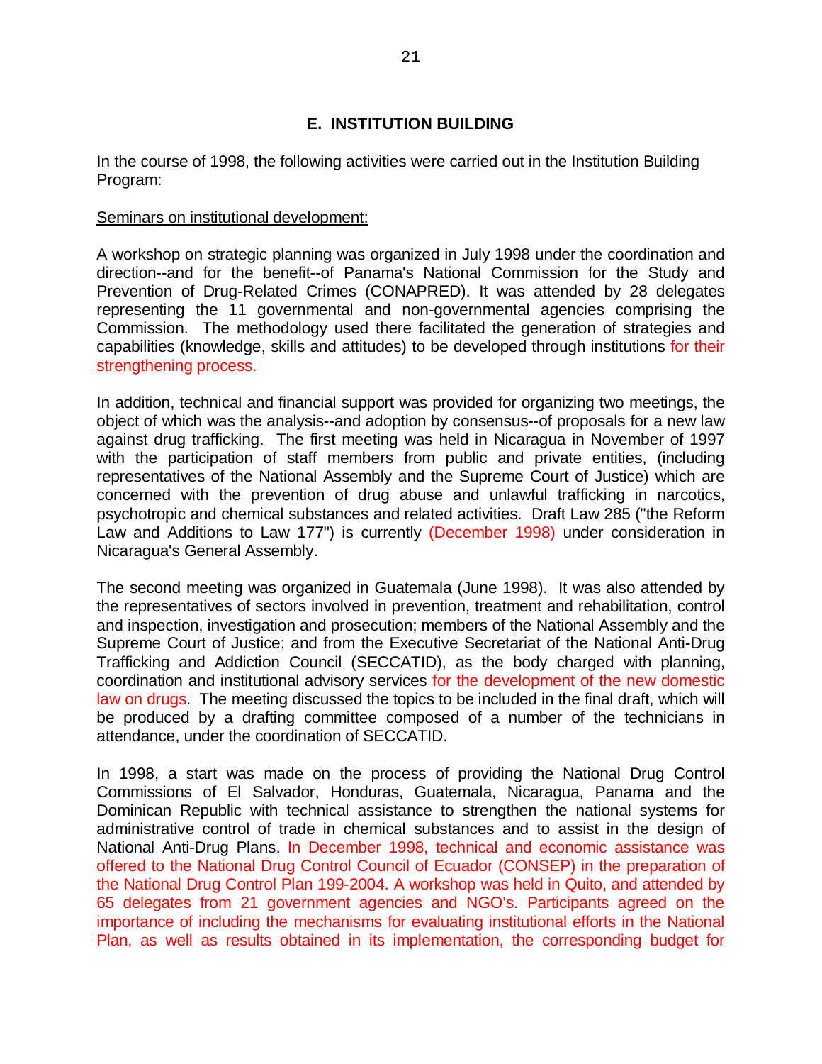## E. INSTITUTION BUILDING

In the course of 1998, the following activities were carried out in the Institution Building Program:

Seminars on institutional development:

A workshop on strategic planning was organized in July 1998 under the coordination and direction--and for the benefit--of Panama's National Commission for the Study and Prevention of Drug-Related Crimes (CONAPRED). It was attended by 28 delegates representing the 11 governmental and non-governmental agencies comprising the Commission. The methodology used there facilitated the generation of strategies and capabilities (knowledge, skills and attitudes) to be developed through institutions for their strengthening process.

In addition, technical and financial support was provided for organizing two meetings, the object of which was the analysis--and adoption by consensus--of proposals for a new law against drug trafficking. The first meeting was held in Nicaragua in November of 1997 with the participation of staff members from public and private entities, (including representatives of the National Assembly and the Supreme Court of Justice) which are concerned with the prevention of drug abuse and unlawful trafficking in narcotics, psychotropic and chemical substances and related activities. Draft Law 285 ("the Reform Law and Additions to Law 177") is currently (December 1998) under consideration in Nicaragua's General Assembly.

The second meeting was organized in Guatemala (June 1998). It was also attended by the representatives of sectors involved in prevention, treatment and rehabilitation, control and inspection, investigation and prosecution; members of the National Assembly and the Supreme Court of Justice; and from the Executive Secretariat of the National Anti-Drug Trafficking and Addiction Council (SECCATID), as the body charged with planning, coordination and institutional advisory services for the development of the new domestic law on drugs. The meeting discussed the topics to be included in the final draft, which will be produced by a drafting committee composed of a number of the technicians in attendance, under the coordination of SECCATID.

In 1998, a start was made on the process of providing the National Drug Control Commissions of El Salvador, Honduras, Guatemala, Nicaragua, Panama and the Dominican Republic with technical assistance to strengthen the national systems for administrative control of trade in chemical substances and to assist in the design of National Anti-Drug Plans. In December 1998, technical and economic assistance was offered to the National Drug Control Council of Ecuador (CONSEP) in the preparation of the National Drug Control Plan 199-2004. A workshop was held in Quito, and attended by 65 delegates from 21 government agencies and NGO's. Participants agreed on the importance of including the mechanisms for evaluating institutional efforts in the National Plan, as well as results obtained in its implementation, the corresponding budget for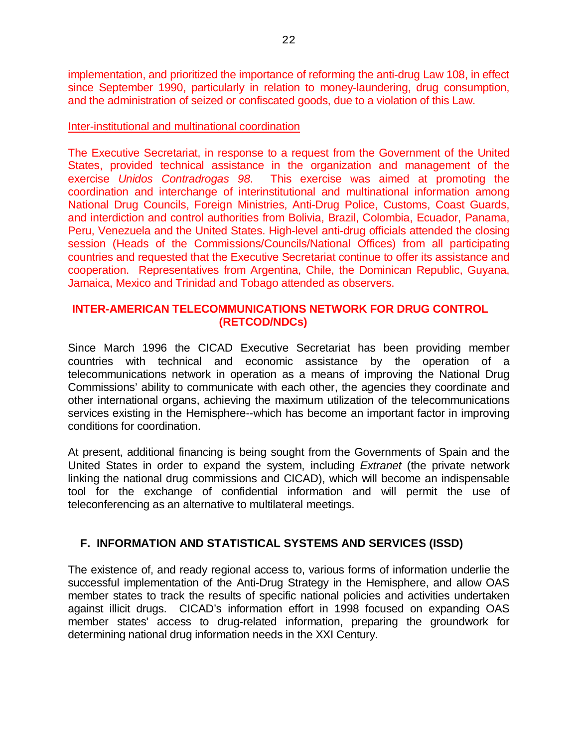implementation, and prioritized the importance of reforming the anti-drug Law 108, in effect since September 1990, particularly in relation to money-laundering, drug consumption, and the administration of seized or confiscated goods, due to a violation of this Law.

<u>Inter-institutional and multinational coordination</u>

The Executive Secretariat, in response to a request from the Government of the United States, provided technical assistance in the organization and management of the exercise *Unidos Contradrogas 98*. This exercise was aimed at promoting the coordination and interchange of interinstitutional and multinational information among National Drug Councils, Foreign Ministries, Anti-Drug Police, Customs, Coast Guards, and interdiction and control authorities from Bolivia, Brazil, Colombia, Ecuador, Panama, Peru, Venezuela and the United States. High-level anti-drug officials attended the closing session (Heads of the Commissions/Councils/National Offices) from all participating countries and requested that the Executive Secretariat continue to offer its assistance and cooperation. Representatives from Argentina, Chile, the Dominican Republic, Guyana, Jamaica, Mexico and Trinidad and Tobago attended as observers.

### INTER-AMERICAN TELECOMMUNICATIONS NETWORK FOR DRUG CONTROL (RETCOD/NDCs)

Since March 1996 the CICAD Executive Secretariat has been providing member countries with technical and economic assistance by the operation of a telecommunications network in operation as a means of improving the National Drug Commissions' ability to communicate with each other, the agencies they coordinate and other international organs, achieving the maximum utilization of the telecommunications services existing in the Hemisphere--which has become an important factor in improving conditions for coordination.

At present, additional financing is being sought from the Governments of Spain and the United States in order to expand the system, including *Extranet* (the private network linking the national drug commissions and CICAD), which will become an indispensable tool for the exchange of confidential information and will permit the use of teleconferencing as an alternative to multilateral meetings.

## F. INFORMATION AND STATISTICAL SYSTEMS AND SERVICES (ISSD)

The existence of, and ready regional access to, various forms of information underlie the successful implementation of the Anti-Drug Strategy in the Hemisphere, and allow OAS member states to track the results of specific national policies and activities undertaken against illicit drugs. CICAD's information effort in 1998 focused on expanding OAS member states' access to drug-related information, preparing the groundwork for determining national drug information needs in the XXI Century.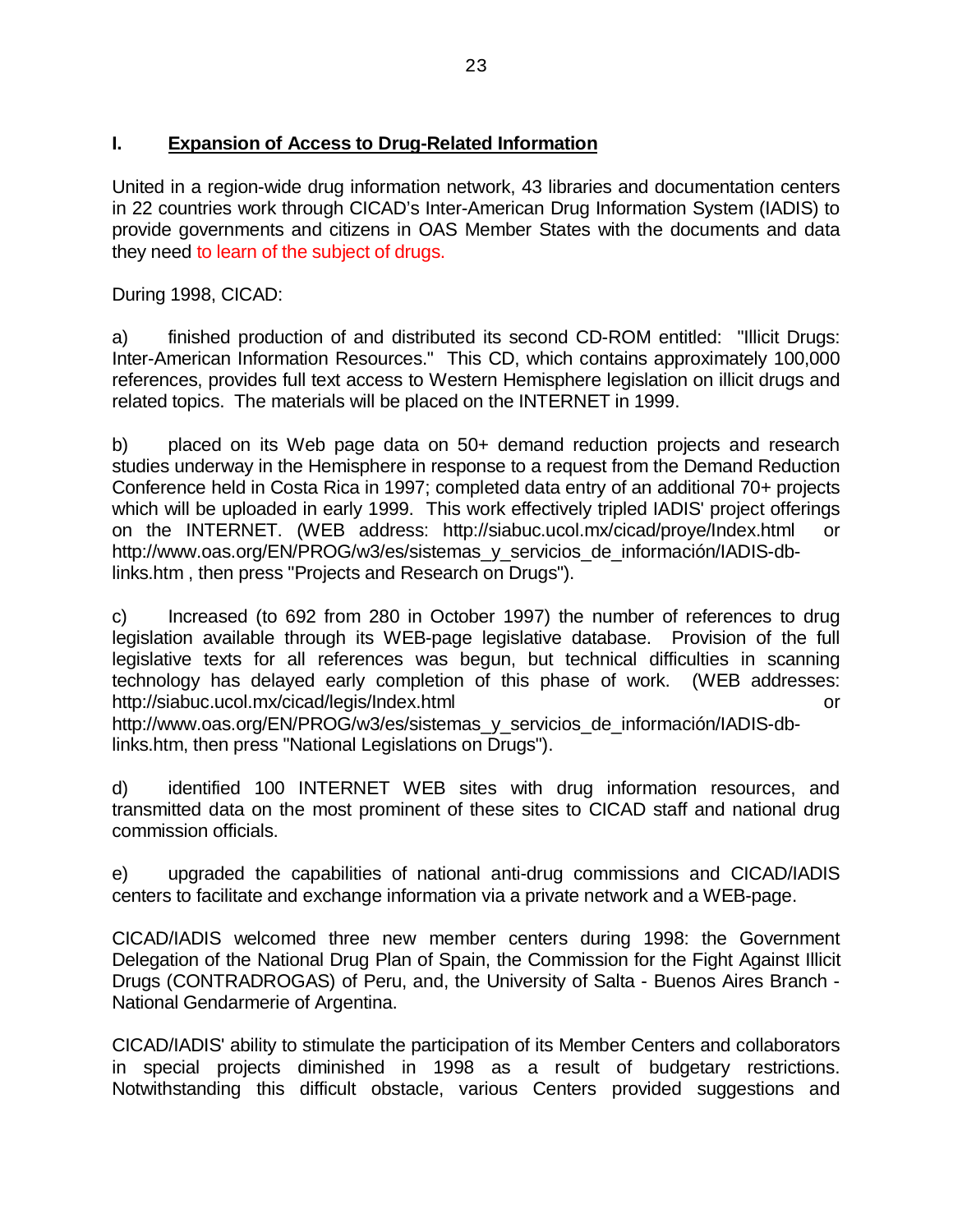## I. Expansion of Access to Drug-Related Information

United in a region-wide drug information network, 43 libraries and documentation centers in 22 countries work through CICAD's Inter-American Drug Information System (IADIS) to provide governments and citizens in OAS Member States with the documents and data they need to learn of the subject of drugs.

During 1998, CICAD:

a) finished production of and distributed its second CD-ROM entitled: "Illicit Drugs: Inter-American Information Resources." This CD, which contains approximately 100,000 references, provides full text access to Western Hemisphere legislation on illicit drugs and related topics. The materials will be placed on the INTERNET in 1999.

b) placed on its Web page data on 50+ demand reduction projects and research studies underway in the Hemisphere in response to a request from the Demand Reduction Conference held in Costa Rica in 1997; completed data entry of an additional 70+ projects which will be uploaded in early 1999. This work effectively tripled IADIS' project offerings on the INTERNET. (WEB address: http://siabuc.ucol.mx/cicad/proye/Index.html or http://www.oas.org/EN/PROG/w3/es/sistemas_y_servicios_de_información/IADIS-db-links.htm , then press "Projects and Research on Drugs").

c) Increased (to 692 from 280 in October 1997) the number of references to drug legislation available through its WEB-page legislative database. Provision of the full legislative texts for all references was begun, but technical difficulties in scanning technology has delayed early completion of this phase of work. (WEB addresses: http://siabuc.ucol.mx/cicad/legis/Index.html or http://www.oas.org/EN/PROG/w3/es/sistemas_y_servicios_de_información/IADIS-db-links.htm, then press "National Legislations on Drugs").

d) identified 100 INTERNET WEB sites with drug information resources, and transmitted data on the most prominent of these sites to CICAD staff and national drug commission officials.

e) upgraded the capabilities of national anti-drug commissions and CICAD/IADIS centers to facilitate and exchange information via a private network and a WEB-page.

CICAD/IADIS welcomed three new member centers during 1998: the Government Delegation of the National Drug Plan of Spain, the Commission for the Fight Against Illicit Drugs (CONTRADROGAS) of Peru, and, the University of Salta - Buenos Aires Branch - National Gendarmerie of Argentina.

CICAD/IADIS' ability to stimulate the participation of its Member Centers and collaborators in special projects diminished in 1998 as a result of budgetary restrictions. Notwithstanding this difficult obstacle, various Centers provided suggestions and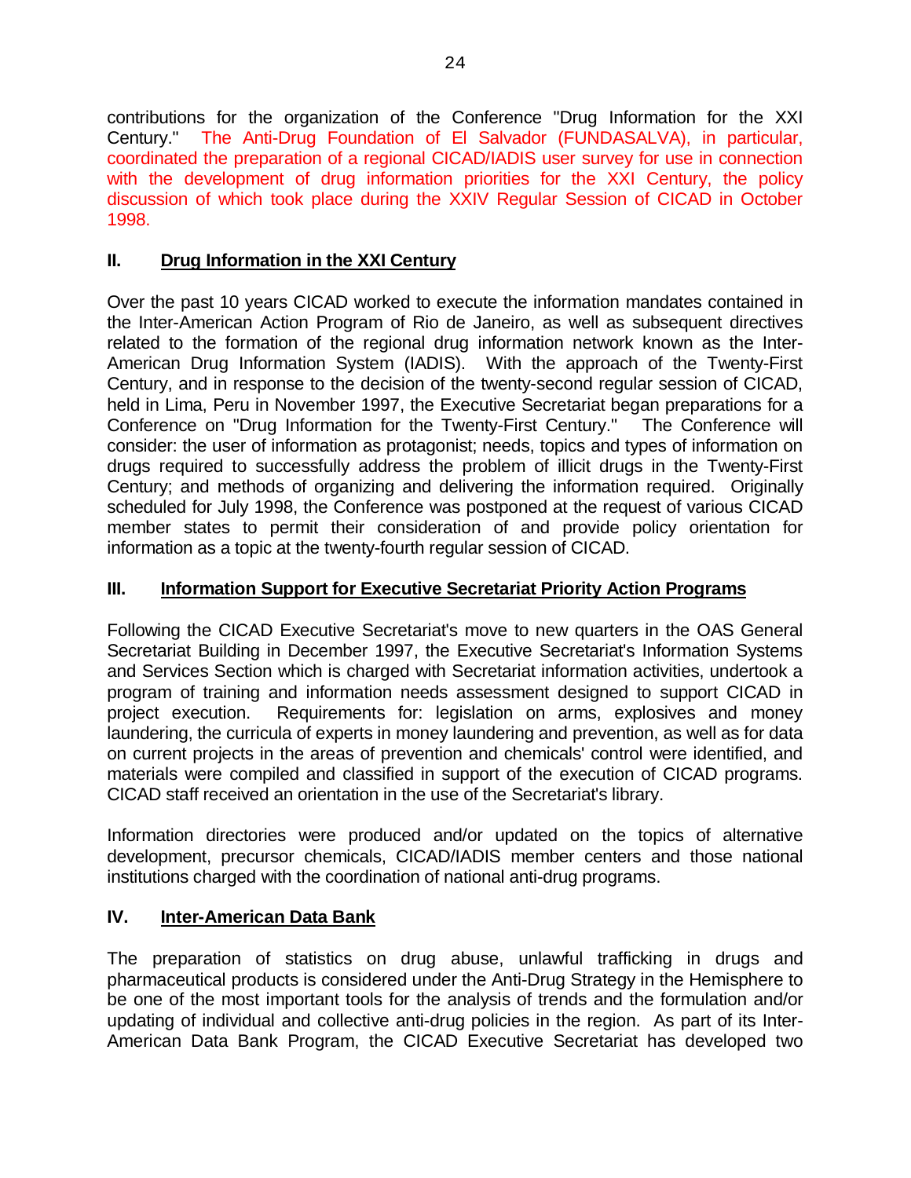contributions for the organization of the Conference "Drug Information for the XXI Century." The Anti-Drug Foundation of El Salvador (FUNDASALVA), in particular, coordinated the preparation of a regional CICAD/IADIS user survey for use in connection with the development of drug information priorities for the XXI Century, the policy discussion of which took place during the XXIV Regular Session of CICAD in October 1998.

## II. Drug Information in the XXI Century

Over the past 10 years CICAD worked to execute the information mandates contained in the Inter-American Action Program of Rio de Janeiro, as well as subsequent directives related to the formation of the regional drug information network known as the Inter-American Drug Information System (IADIS). With the approach of the Twenty-First Century, and in response to the decision of the twenty-second regular session of CICAD, held in Lima, Peru in November 1997, the Executive Secretariat began preparations for a Conference on "Drug Information for the Twenty-First Century." The Conference will consider: the user of information as protagonist; needs, topics and types of information on drugs required to successfully address the problem of illicit drugs in the Twenty-First Century; and methods of organizing and delivering the information required. Originally scheduled for July 1998, the Conference was postponed at the request of various CICAD member states to permit their consideration of and provide policy orientation for information as a topic at the twenty-fourth regular session of CICAD.

## III. Information Support for Executive Secretariat Priority Action Programs

Following the CICAD Executive Secretariat's move to new quarters in the OAS General Secretariat Building in December 1997, the Executive Secretariat's Information Systems and Services Section which is charged with Secretariat information activities, undertook a program of training and information needs assessment designed to support CICAD in project execution. Requirements for: legislation on arms, explosives and money laundering, the curricula of experts in money laundering and prevention, as well as for data on current projects in the areas of prevention and chemicals' control were identified, and materials were compiled and classified in support of the execution of CICAD programs. CICAD staff received an orientation in the use of the Secretariat's library.

Information directories were produced and/or updated on the topics of alternative development, precursor chemicals, CICAD/IADIS member centers and those national institutions charged with the coordination of national anti-drug programs.

## IV. Inter-American Data Bank

The preparation of statistics on drug abuse, unlawful trafficking in drugs and pharmaceutical products is considered under the Anti-Drug Strategy in the Hemisphere to be one of the most important tools for the analysis of trends and the formulation and/or updating of individual and collective anti-drug policies in the region. As part of its Inter-American Data Bank Program, the CICAD Executive Secretariat has developed two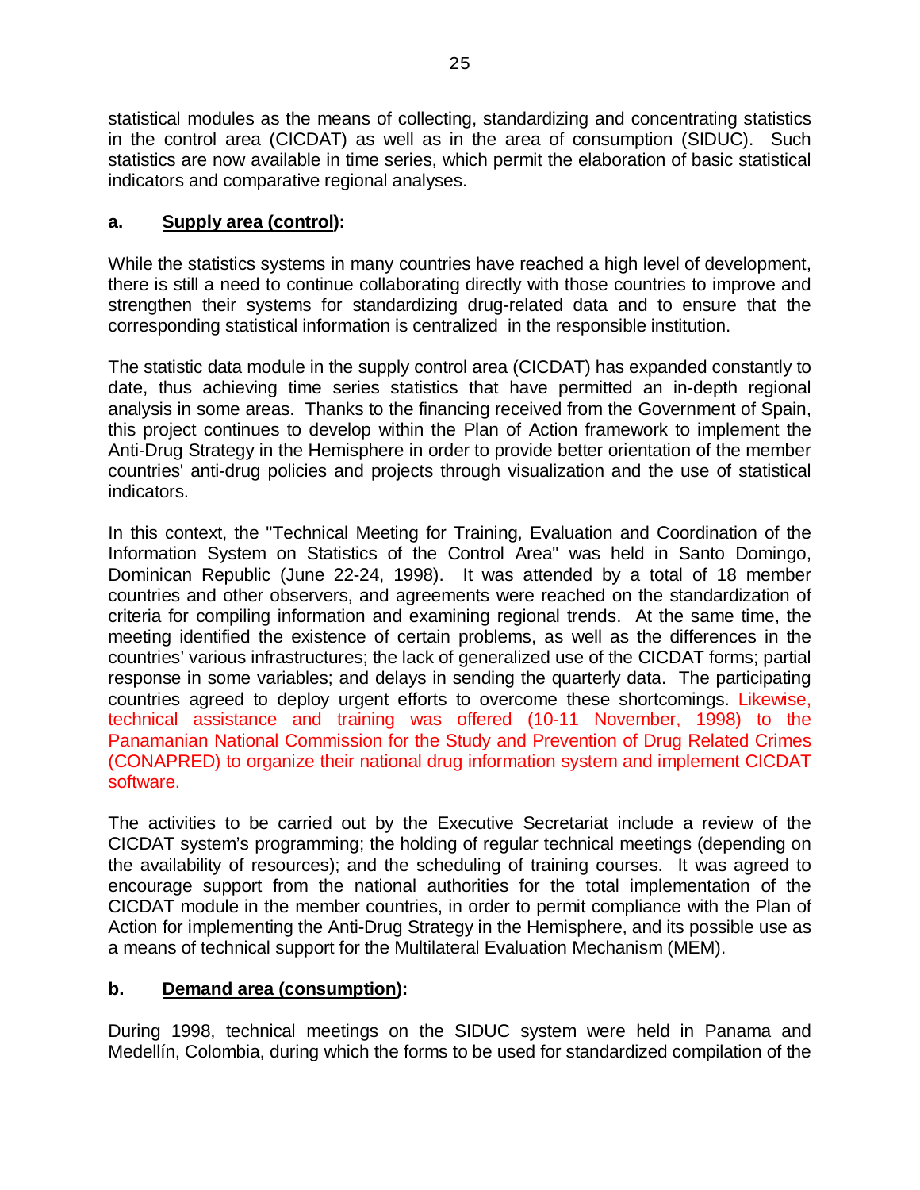statistical modules as the means of collecting, standardizing and concentrating statistics in the control area (CICDAT) as well as in the area of consumption (SIDUC). Such statistics are now available in time series, which permit the elaboration of basic statistical indicators and comparative regional analyses.

**a. <u>Supply area (control)</u>:**

While the statistics systems in many countries have reached a high level of development, there is still a need to continue collaborating directly with those countries to improve and strengthen their systems for standardizing drug-related data and to ensure that the corresponding statistical information is centralized in the responsible institution.

The statistic data module in the supply control area (CICDAT) has expanded constantly to date, thus achieving time series statistics that have permitted an in-depth regional analysis in some areas. Thanks to the financing received from the Government of Spain, this project continues to develop within the Plan of Action framework to implement the Anti-Drug Strategy in the Hemisphere in order to provide better orientation of the member countries' anti-drug policies and projects through visualization and the use of statistical indicators.

In this context, the "Technical Meeting for Training, Evaluation and Coordination of the Information System on Statistics of the Control Area" was held in Santo Domingo, Dominican Republic (June 22-24, 1998). It was attended by a total of 18 member countries and other observers, and agreements were reached on the standardization of criteria for compiling information and examining regional trends. At the same time, the meeting identified the existence of certain problems, as well as the differences in the countries' various infrastructures; the lack of generalized use of the CICDAT forms; partial response in some variables; and delays in sending the quarterly data. The participating countries agreed to deploy urgent efforts to overcome these shortcomings. Likewise, technical assistance and training was offered (10-11 November, 1998) to the Panamanian National Commission for the Study and Prevention of Drug Related Crimes (CONAPRED) to organize their national drug information system and implement CICDAT software.

The activities to be carried out by the Executive Secretariat include a review of the CICDAT system's programming; the holding of regular technical meetings (depending on the availability of resources); and the scheduling of training courses. It was agreed to encourage support from the national authorities for the total implementation of the CICDAT module in the member countries, in order to permit compliance with the Plan of Action for implementing the Anti-Drug Strategy in the Hemisphere, and its possible use as a means of technical support for the Multilateral Evaluation Mechanism (MEM).

**b. <u>Demand area (consumption)</u>:**

During 1998, technical meetings on the SIDUC system were held in Panama and Medellín, Colombia, during which the forms to be used for standardized compilation of the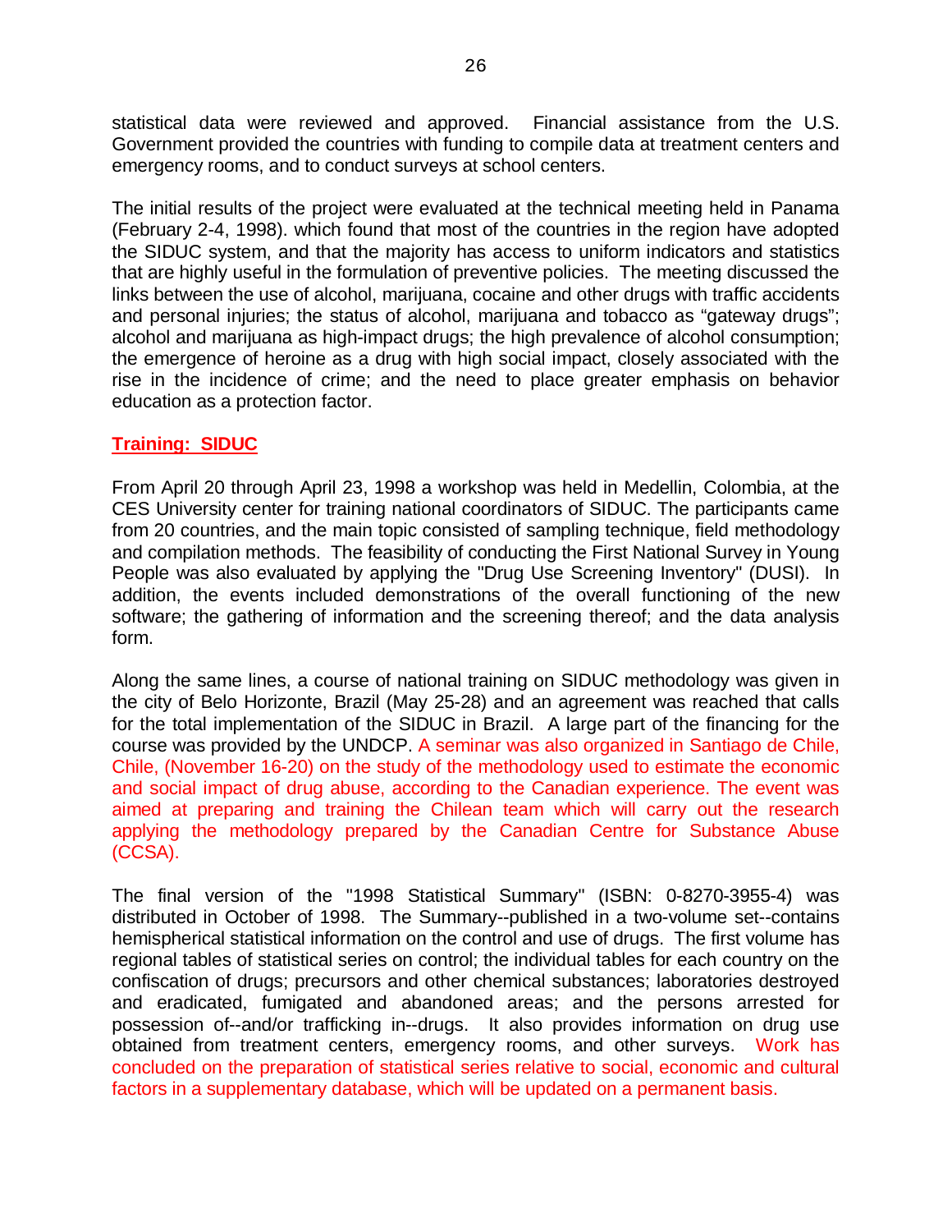statistical data were reviewed and approved. Financial assistance from the U.S. Government provided the countries with funding to compile data at treatment centers and emergency rooms, and to conduct surveys at school centers.

The initial results of the project were evaluated at the technical meeting held in Panama (February 2-4, 1998). which found that most of the countries in the region have adopted the SIDUC system, and that the majority has access to uniform indicators and statistics that are highly useful in the formulation of preventive policies. The meeting discussed the links between the use of alcohol, marijuana, cocaine and other drugs with traffic accidents and personal injuries; the status of alcohol, marijuana and tobacco as "gateway drugs"; alcohol and marijuana as high-impact drugs; the high prevalence of alcohol consumption; the emergence of heroine as a drug with high social impact, closely associated with the rise in the incidence of crime; and the need to place greater emphasis on behavior education as a protection factor.

**Training: SIDUC**

From April 20 through April 23, 1998 a workshop was held in Medellin, Colombia, at the CES University center for training national coordinators of SIDUC. The participants came from 20 countries, and the main topic consisted of sampling technique, field methodology and compilation methods. The feasibility of conducting the First National Survey in Young People was also evaluated by applying the "Drug Use Screening Inventory" (DUSI). In addition, the events included demonstrations of the overall functioning of the new software; the gathering of information and the screening thereof; and the data analysis form.

Along the same lines, a course of national training on SIDUC methodology was given in the city of Belo Horizonte, Brazil (May 25-28) and an agreement was reached that calls for the total implementation of the SIDUC in Brazil. A large part of the financing for the course was provided by the UNDCP. A seminar was also organized in Santiago de Chile, Chile, (November 16-20) on the study of the methodology used to estimate the economic and social impact of drug abuse, according to the Canadian experience. The event was aimed at preparing and training the Chilean team which will carry out the research applying the methodology prepared by the Canadian Centre for Substance Abuse (CCSA).

The final version of the "1998 Statistical Summary" (ISBN: 0-8270-3955-4) was distributed in October of 1998. The Summary--published in a two-volume set--contains hemispherical statistical information on the control and use of drugs. The first volume has regional tables of statistical series on control; the individual tables for each country on the confiscation of drugs; precursors and other chemical substances; laboratories destroyed and eradicated, fumigated and abandoned areas; and the persons arrested for possession of--and/or trafficking in--drugs. It also provides information on drug use obtained from treatment centers, emergency rooms, and other surveys. Work has concluded on the preparation of statistical series relative to social, economic and cultural factors in a supplementary database, which will be updated on a permanent basis.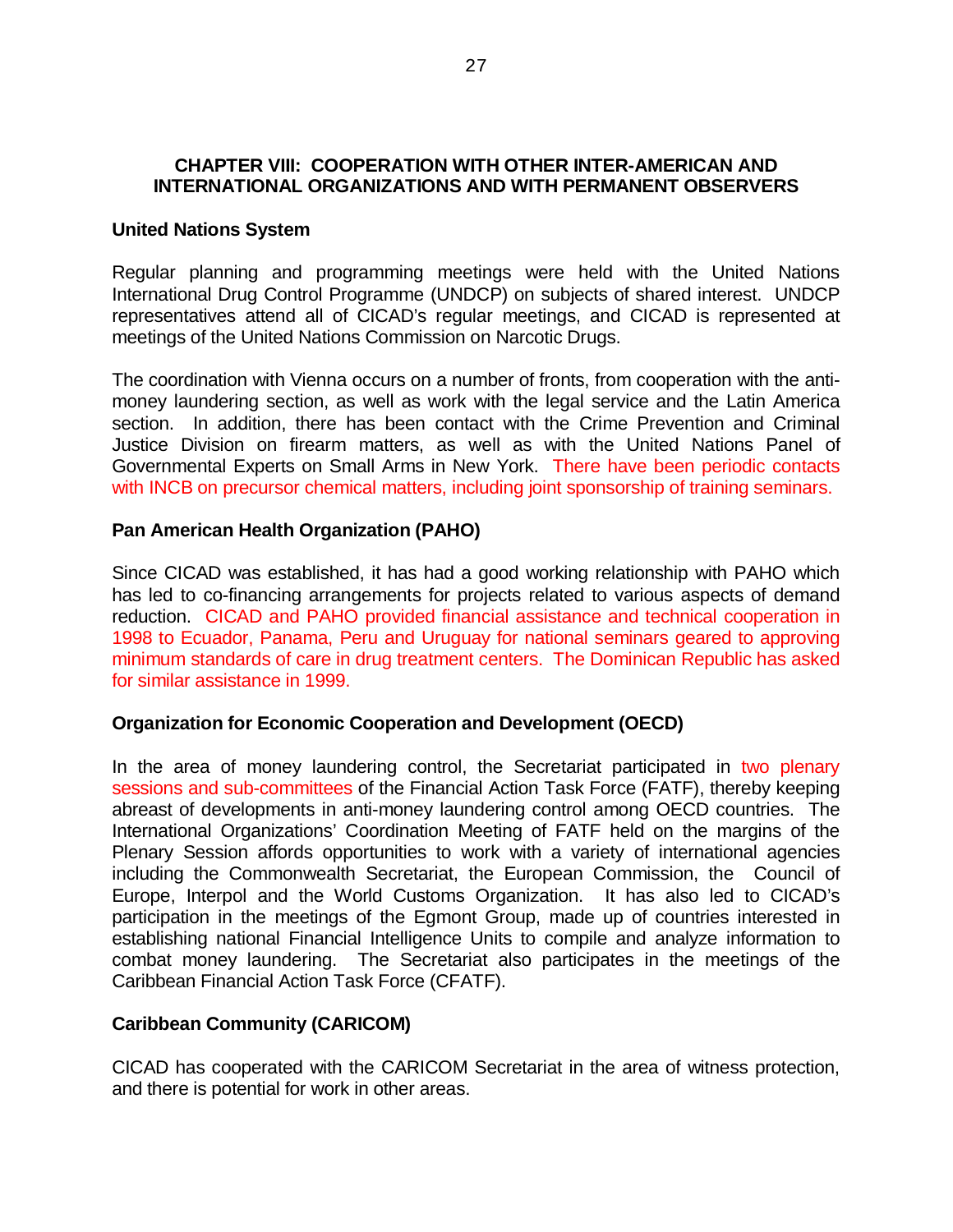## CHAPTER VIII: COOPERATION WITH OTHER INTER-AMERICAN AND INTERNATIONAL ORGANIZATIONS AND WITH PERMANENT OBSERVERS

### United Nations System

Regular planning and programming meetings were held with the United Nations International Drug Control Programme (UNDCP) on subjects of shared interest. UNDCP representatives attend all of CICAD's regular meetings, and CICAD is represented at meetings of the United Nations Commission on Narcotic Drugs.

The coordination with Vienna occurs on a number of fronts, from cooperation with the anti-money laundering section, as well as work with the legal service and the Latin America section. In addition, there has been contact with the Crime Prevention and Criminal Justice Division on firearm matters, as well as with the United Nations Panel of Governmental Experts on Small Arms in New York. There have been periodic contacts with INCB on precursor chemical matters, including joint sponsorship of training seminars.

### Pan American Health Organization (PAHO)

Since CICAD was established, it has had a good working relationship with PAHO which has led to co-financing arrangements for projects related to various aspects of demand reduction. CICAD and PAHO provided financial assistance and technical cooperation in 1998 to Ecuador, Panama, Peru and Uruguay for national seminars geared to approving minimum standards of care in drug treatment centers. The Dominican Republic has asked for similar assistance in 1999.

### Organization for Economic Cooperation and Development (OECD)

In the area of money laundering control, the Secretariat participated in two plenary sessions and sub-committees of the Financial Action Task Force (FATF), thereby keeping abreast of developments in anti-money laundering control among OECD countries. The International Organizations' Coordination Meeting of FATF held on the margins of the Plenary Session affords opportunities to work with a variety of international agencies including the Commonwealth Secretariat, the European Commission, the Council of Europe, Interpol and the World Customs Organization. It has also led to CICAD's participation in the meetings of the Egmont Group, made up of countries interested in establishing national Financial Intelligence Units to compile and analyze information to combat money laundering. The Secretariat also participates in the meetings of the Caribbean Financial Action Task Force (CFATF).

### Caribbean Community (CARICOM)

CICAD has cooperated with the CARICOM Secretariat in the area of witness protection, and there is potential for work in other areas.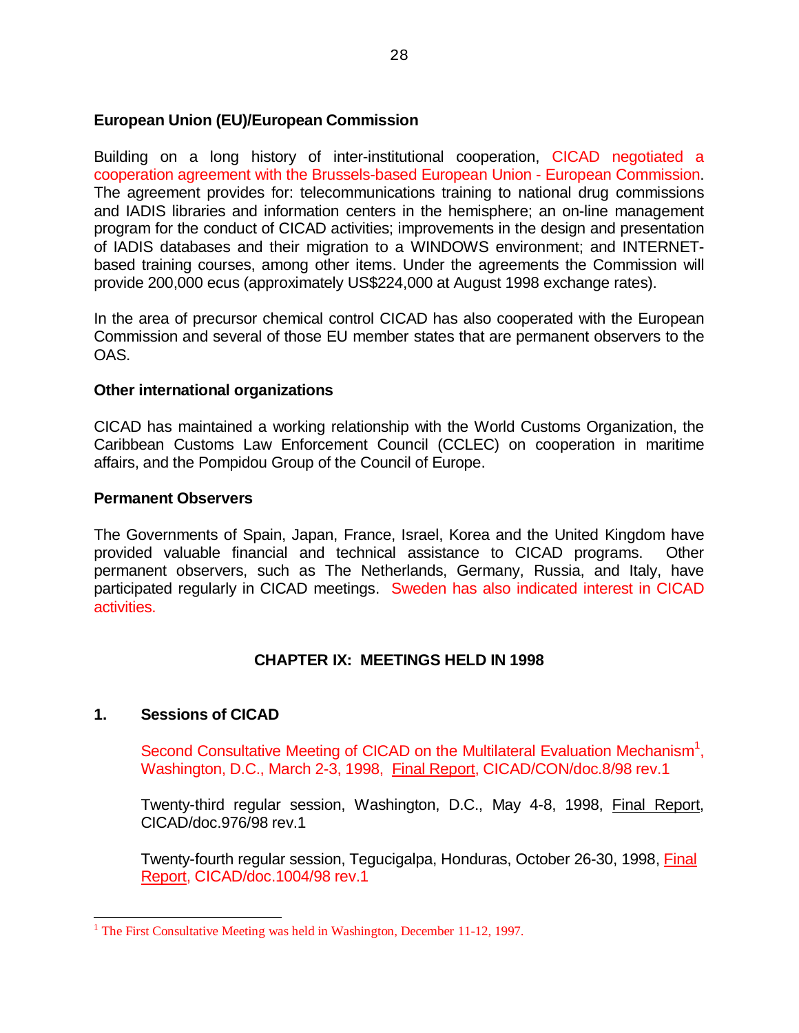**European Union (EU)/European Commission**

Building on a long history of inter-institutional cooperation, CICAD negotiated a cooperation agreement with the Brussels-based European Union - European Commission. The agreement provides for: telecommunications training to national drug commissions and IADIS libraries and information centers in the hemisphere; an on-line management program for the conduct of CICAD activities; improvements in the design and presentation of IADIS databases and their migration to a WINDOWS environment; and INTERNET-based training courses, among other items. Under the agreements the Commission will provide 200,000 ecus (approximately US$224,000 at August 1998 exchange rates).

In the area of precursor chemical control CICAD has also cooperated with the European Commission and several of those EU member states that are permanent observers to the OAS.

**Other international organizations**

CICAD has maintained a working relationship with the World Customs Organization, the Caribbean Customs Law Enforcement Council (CCLEC) on cooperation in maritime affairs, and the Pompidou Group of the Council of Europe.

**Permanent Observers**

The Governments of Spain, Japan, France, Israel, Korea and the United Kingdom have provided valuable financial and technical assistance to CICAD programs. Other permanent observers, such as The Netherlands, Germany, Russia, and Italy, have participated regularly in CICAD meetings. Sweden has also indicated interest in CICAD activities.

## CHAPTER IX: MEETINGS HELD IN 1998

### 1. Sessions of CICAD

Second Consultative Meeting of CICAD on the Multilateral Evaluation Mechanism[1], Washington, D.C., March 2-3, 1998, Final Report, CICAD/CON/doc.8/98 rev.1

Twenty-third regular session, Washington, D.C., May 4-8, 1998, Final Report, CICAD/doc.976/98 rev.1

Twenty-fourth regular session, Tegucigalpa, Honduras, October 26-30, 1998, Final Report, CICAD/doc.1004/98 rev.1

---

[1] The First Consultative Meeting was held in Washington, December 11-12, 1997.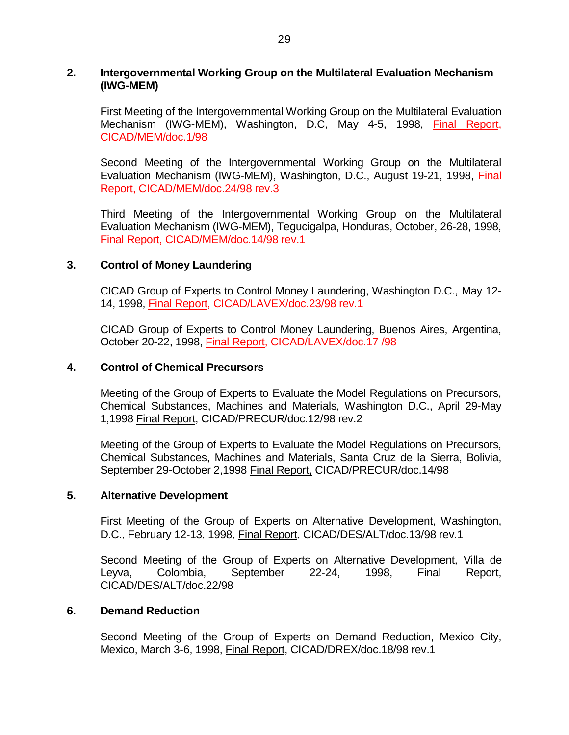## 2. Intergovernmental Working Group on the Multilateral Evaluation Mechanism (IWG-MEM)

First Meeting of the Intergovernmental Working Group on the Multilateral Evaluation Mechanism (IWG-MEM), Washington, D.C, May 4-5, 1998, Final Report, CICAD/MEM/doc.1/98

Second Meeting of the Intergovernmental Working Group on the Multilateral Evaluation Mechanism (IWG-MEM), Washington, D.C., August 19-21, 1998, Final Report, CICAD/MEM/doc.24/98 rev.3

Third Meeting of the Intergovernmental Working Group on the Multilateral Evaluation Mechanism (IWG-MEM), Tegucigalpa, Honduras, October, 26-28, 1998, Final Report, CICAD/MEM/doc.14/98 rev.1

## 3. Control of Money Laundering

CICAD Group of Experts to Control Money Laundering, Washington D.C., May 12-14, 1998, Final Report, CICAD/LAVEX/doc.23/98 rev.1

CICAD Group of Experts to Control Money Laundering, Buenos Aires, Argentina, October 20-22, 1998, Final Report, CICAD/LAVEX/doc.17 /98

## 4. Control of Chemical Precursors

Meeting of the Group of Experts to Evaluate the Model Regulations on Precursors, Chemical Substances, Machines and Materials, Washington D.C., April 29-May 1,1998 Final Report, CICAD/PRECUR/doc.12/98 rev.2

Meeting of the Group of Experts to Evaluate the Model Regulations on Precursors, Chemical Substances, Machines and Materials, Santa Cruz de la Sierra, Bolivia, September 29-October 2,1998 Final Report, CICAD/PRECUR/doc.14/98

## 5. Alternative Development

First Meeting of the Group of Experts on Alternative Development, Washington, D.C., February 12-13, 1998, Final Report, CICAD/DES/ALT/doc.13/98 rev.1

Second Meeting of the Group of Experts on Alternative Development, Villa de Leyva, Colombia, September 22-24, 1998, Final Report, CICAD/DES/ALT/doc.22/98

## 6. Demand Reduction

Second Meeting of the Group of Experts on Demand Reduction, Mexico City, Mexico, March 3-6, 1998, Final Report, CICAD/DREX/doc.18/98 rev.1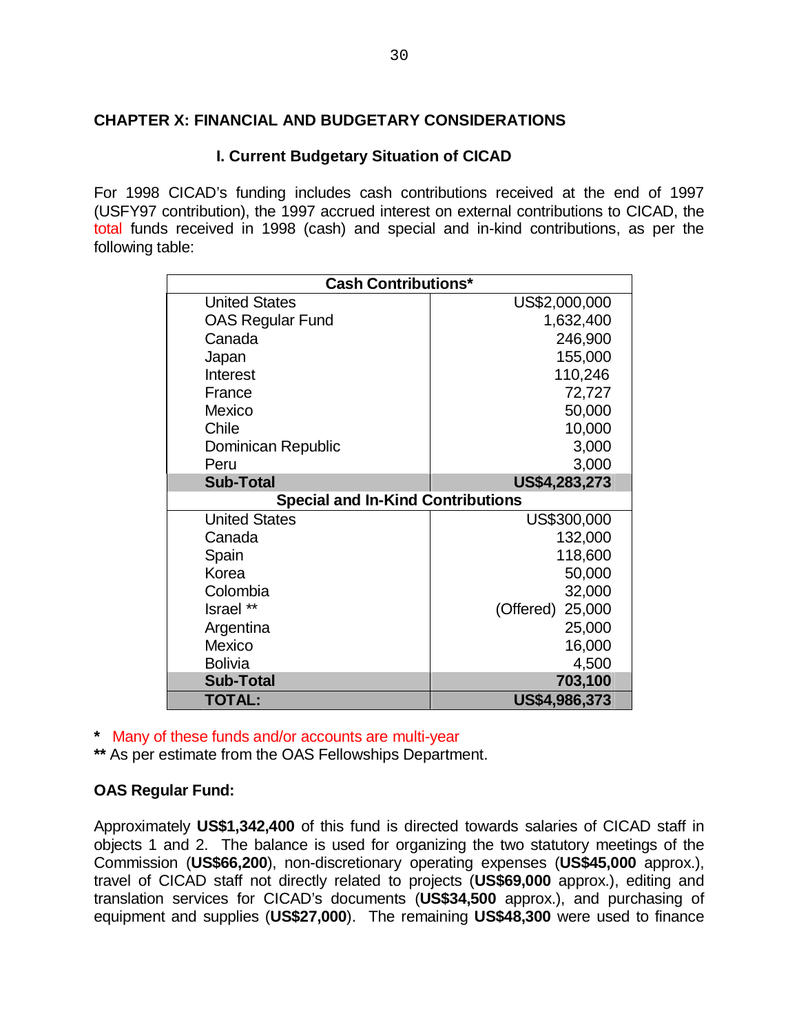## CHAPTER X: FINANCIAL AND BUDGETARY CONSIDERATIONS

### I. Current Budgetary Situation of CICAD

For 1998 CICAD's funding includes cash contributions received at the end of 1997 (USFY97 contribution), the 1997 accrued interest on external contributions to CICAD, the total funds received in 1998 (cash) and special and in-kind contributions, as per the following table:

| Cash Contributions* | |
|---|---|
| United States | US$2,000,000 |
| OAS Regular Fund | 1,632,400 |
| Canada | 246,900 |
| Japan | 155,000 |
| Interest | 110,246 |
| France | 72,727 |
| Mexico | 50,000 |
| Chile | 10,000 |
| Dominican Republic | 3,000 |
| Peru | 3,000 |
| **Sub-Total** | **US$4,283,273** |
| **Special and In-Kind Contributions** | |
| United States | US$300,000 |
| Canada | 132,000 |
| Spain | 118,600 |
| Korea | 50,000 |
| Colombia | 32,000 |
| Israel ** | (Offered) 25,000 |
| Argentina | 25,000 |
| Mexico | 16,000 |
| Bolivia | 4,500 |
| **Sub-Total** | **703,100** |
| **TOTAL:** | **US$4,986,373** |

**\*** Many of these funds and/or accounts are multi-year
**\*\*** As per estimate from the OAS Fellowships Department.

**OAS Regular Fund:**

Approximately **US$1,342,400** of this fund is directed towards salaries of CICAD staff in objects 1 and 2. The balance is used for organizing the two statutory meetings of the Commission (**US$66,200**), non-discretionary operating expenses (**US$45,000** approx.), travel of CICAD staff not directly related to projects (**US$69,000** approx.), editing and translation services for CICAD's documents (**US$34,500** approx.), and purchasing of equipment and supplies (**US$27,000**). The remaining **US$48,300** were used to finance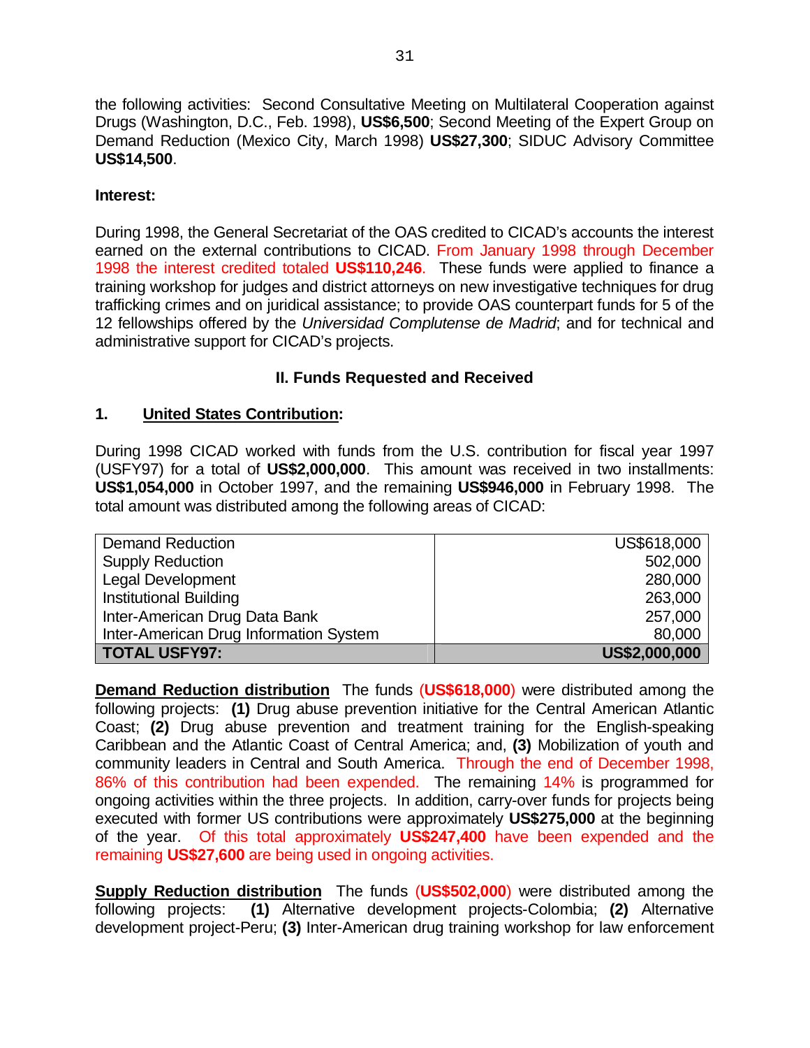the following activities: Second Consultative Meeting on Multilateral Cooperation against Drugs (Washington, D.C., Feb. 1998), **US$6,500**; Second Meeting of the Expert Group on Demand Reduction (Mexico City, March 1998) **US$27,300**; SIDUC Advisory Committee **US$14,500**.

**Interest:**

During 1998, the General Secretariat of the OAS credited to CICAD's accounts the interest earned on the external contributions to CICAD. From January 1998 through December 1998 the interest credited totaled **US$110,246**. These funds were applied to finance a training workshop for judges and district attorneys on new investigative techniques for drug trafficking crimes and on juridical assistance; to provide OAS counterpart funds for 5 of the 12 fellowships offered by the *Universidad Complutense de Madrid*; and for technical and administrative support for CICAD's projects.

## II. Funds Requested and Received

### 1. United States Contribution:

During 1998 CICAD worked with funds from the U.S. contribution for fiscal year 1997 (USFY97) for a total of **US$2,000,000**. This amount was received in two installments: **US$1,054,000** in October 1997, and the remaining **US$946,000** in February 1998. The total amount was distributed among the following areas of CICAD:

| | |
|---|---:|
| Demand Reduction | US$618,000 |
| Supply Reduction | 502,000 |
| Legal Development | 280,000 |
| Institutional Building | 263,000 |
| Inter-American Drug Data Bank | 257,000 |
| Inter-American Drug Information System | 80,000 |
| **TOTAL USFY97:** | **US$2,000,000** |

**Demand Reduction distribution** The funds (**US$618,000**) were distributed among the following projects: **(1)** Drug abuse prevention initiative for the Central American Atlantic Coast; **(2)** Drug abuse prevention and treatment training for the English-speaking Caribbean and the Atlantic Coast of Central America; and, **(3)** Mobilization of youth and community leaders in Central and South America. Through the end of December 1998, 86% of this contribution had been expended. The remaining 14% is programmed for ongoing activities within the three projects. In addition, carry-over funds for projects being executed with former US contributions were approximately **US$275,000** at the beginning of the year. Of this total approximately **US$247,400** have been expended and the remaining **US$27,600** are being used in ongoing activities.

**Supply Reduction distribution** The funds (**US$502,000**) were distributed among the following projects: **(1)** Alternative development projects-Colombia; **(2)** Alternative development project-Peru; **(3)** Inter-American drug training workshop for law enforcement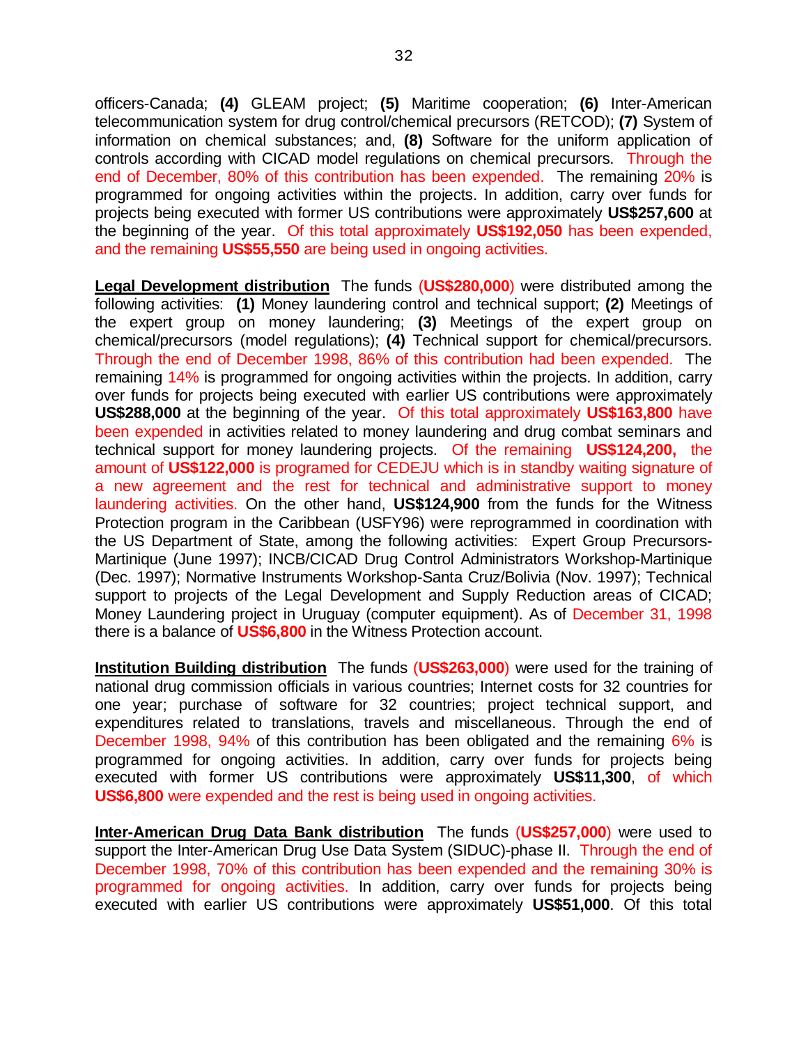officers-Canada; **(4)** GLEAM project; **(5)** Maritime cooperation; **(6)** Inter-American telecommunication system for drug control/chemical precursors (RETCOD); **(7)** System of information on chemical substances; and, **(8)** Software for the uniform application of controls according with CICAD model regulations on chemical precursors. Through the end of December, 80% of this contribution has been expended. The remaining 20% is programmed for ongoing activities within the projects. In addition, carry over funds for projects being executed with former US contributions were approximately **US$257,600** at the beginning of the year. Of this total approximately **US$192,050** has been expended, and the remaining **US$55,550** are being used in ongoing activities.

**Legal Development distribution** The funds (**US$280,000**) were distributed among the following activities: **(1)** Money laundering control and technical support; **(2)** Meetings of the expert group on money laundering; **(3)** Meetings of the expert group on chemical/precursors (model regulations); **(4)** Technical support for chemical/precursors. Through the end of December 1998, 86% of this contribution had been expended. The remaining 14% is programmed for ongoing activities within the projects. In addition, carry over funds for projects being executed with earlier US contributions were approximately **US$288,000** at the beginning of the year. Of this total approximately **US$163,800** have been expended in activities related to money laundering and drug combat seminars and technical support for money laundering projects. Of the remaining **US$124,200,** the amount of **US$122,000** is programed for CEDEJU which is in standby waiting signature of a new agreement and the rest for technical and administrative support to money laundering activities. On the other hand, **US$124,900** from the funds for the Witness Protection program in the Caribbean (USFY96) were reprogrammed in coordination with the US Department of State, among the following activities: Expert Group Precursors-Martinique (June 1997); INCB/CICAD Drug Control Administrators Workshop-Martinique (Dec. 1997); Normative Instruments Workshop-Santa Cruz/Bolivia (Nov. 1997); Technical support to projects of the Legal Development and Supply Reduction areas of CICAD; Money Laundering project in Uruguay (computer equipment). As of December 31, 1998 there is a balance of **US$6,800** in the Witness Protection account.

**Institution Building distribution** The funds (**US$263,000**) were used for the training of national drug commission officials in various countries; Internet costs for 32 countries for one year; purchase of software for 32 countries; project technical support, and expenditures related to translations, travels and miscellaneous. Through the end of December 1998, 94% of this contribution has been obligated and the remaining 6% is programmed for ongoing activities. In addition, carry over funds for projects being executed with former US contributions were approximately **US$11,300**, of which **US$6,800** were expended and the rest is being used in ongoing activities.

**Inter-American Drug Data Bank distribution** The funds (**US$257,000**) were used to support the Inter-American Drug Use Data System (SIDUC)-phase II. Through the end of December 1998, 70% of this contribution has been expended and the remaining 30% is programmed for ongoing activities. In addition, carry over funds for projects being executed with earlier US contributions were approximately **US$51,000**. Of this total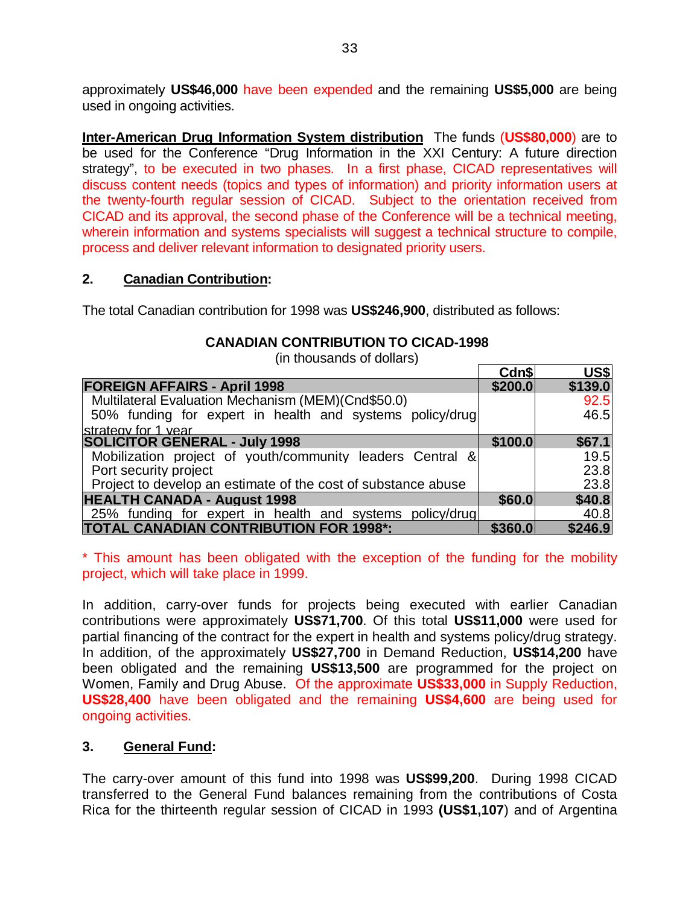approximately **US$46,000** have been expended and the remaining **US$5,000** are being used in ongoing activities.

**Inter-American Drug Information System distribution** The funds (**US$80,000**) are to be used for the Conference "Drug Information in the XXI Century: A future direction strategy", to be executed in two phases. In a first phase, CICAD representatives will discuss content needs (topics and types of information) and priority information users at the twenty-fourth regular session of CICAD. Subject to the orientation received from CICAD and its approval, the second phase of the Conference will be a technical meeting, wherein information and systems specialists will suggest a technical structure to compile, process and deliver relevant information to designated priority users.

## 2. Canadian Contribution:

The total Canadian contribution for 1998 was **US$246,900**, distributed as follows:

**CANADIAN CONTRIBUTION TO CICAD-1998**
(in thousands of dollars)

| | Cdn$ | US$ |
|---|---|---|
| **FOREIGN AFFAIRS - April 1998** | **$200.0** | **$139.0** |
| Multilateral Evaluation Mechanism (MEM)(Cnd$50.0) | | 92.5 |
| 50% funding for expert in health and systems policy/drug strategy for 1 year | | 46.5 |
| **SOLICITOR GENERAL - July 1998** | **$100.0** | **$67.1** |
| Mobilization project of youth/community leaders Central & | | 19.5 |
| Port security project | | 23.8 |
| Project to develop an estimate of the cost of substance abuse | | 23.8 |
| **HEALTH CANADA - August 1998** | **$60.0** | **$40.8** |
| 25% funding for expert in health and systems policy/drug | | 40.8 |
| **TOTAL CANADIAN CONTRIBUTION FOR 1998*:** | **$360.0** | **$246.9** |

\* This amount has been obligated with the exception of the funding for the mobility project, which will take place in 1999.

In addition, carry-over funds for projects being executed with earlier Canadian contributions were approximately **US$71,700**. Of this total **US$11,000** were used for partial financing of the contract for the expert in health and systems policy/drug strategy. In addition, of the approximately **US$27,700** in Demand Reduction, **US$14,200** have been obligated and the remaining **US$13,500** are programmed for the project on Women, Family and Drug Abuse. Of the approximate **US$33,000** in Supply Reduction, **US$28,400** have been obligated and the remaining **US$4,600** are being used for ongoing activities.

## 3. General Fund:

The carry-over amount of this fund into 1998 was **US$99,200**. During 1998 CICAD transferred to the General Fund balances remaining from the contributions of Costa Rica for the thirteenth regular session of CICAD in 1993 **(US$1,107**) and of Argentina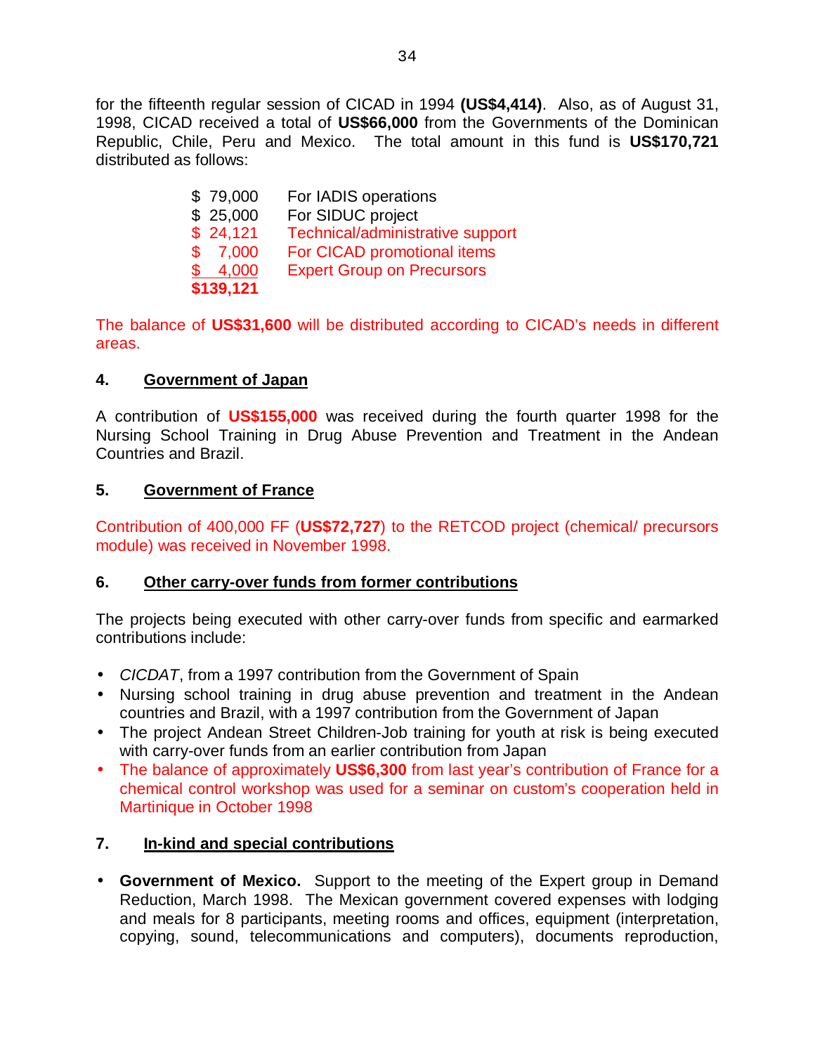for the fifteenth regular session of CICAD in 1994 **(US$4,414)**. Also, as of August 31, 1998, CICAD received a total of **US$66,000** from the Governments of the Dominican Republic, Chile, Peru and Mexico. The total amount in this fund is **US$170,721** distributed as follows:

| | |
|---|---|
| $ 79,000 | For IADIS operations |
| $ 25,000 | For SIDUC project |
| $ 24,121 | Technical/administrative support |
| $ 7,000 | For CICAD promotional items |
| $ 4,000 | Expert Group on Precursors |
| **$139,121** | |

The balance of **US$31,600** will be distributed according to CICAD's needs in different areas.

### 4. Government of Japan

A contribution of **US$155,000** was received during the fourth quarter 1998 for the Nursing School Training in Drug Abuse Prevention and Treatment in the Andean Countries and Brazil.

### 5. Government of France

Contribution of 400,000 FF (**US$72,727**) to the RETCOD project (chemical/ precursors module) was received in November 1998.

### 6. Other carry-over funds from former contributions

The projects being executed with other carry-over funds from specific and earmarked contributions include:

- *CICDAT*, from a 1997 contribution from the Government of Spain
- Nursing school training in drug abuse prevention and treatment in the Andean countries and Brazil, with a 1997 contribution from the Government of Japan
- The project Andean Street Children-Job training for youth at risk is being executed with carry-over funds from an earlier contribution from Japan
- The balance of approximately **US$6,300** from last year's contribution of France for a chemical control workshop was used for a seminar on custom's cooperation held in Martinique in October 1998

### 7. In-kind and special contributions

- **Government of Mexico.** Support to the meeting of the Expert group in Demand Reduction, March 1998. The Mexican government covered expenses with lodging and meals for 8 participants, meeting rooms and offices, equipment (interpretation, copying, sound, telecommunications and computers), documents reproduction,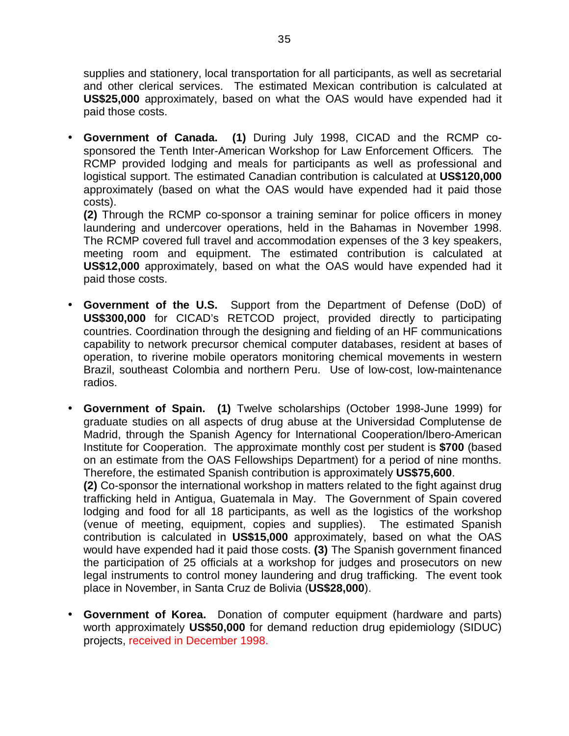supplies and stationery, local transportation for all participants, as well as secretarial and other clerical services. The estimated Mexican contribution is calculated at **US$25,000** approximately, based on what the OAS would have expended had it paid those costs.

- **Government of Canada.** **(1)** During July 1998, CICAD and the RCMP co-sponsored the Tenth Inter-American Workshop for Law Enforcement Officers. The RCMP provided lodging and meals for participants as well as professional and logistical support. The estimated Canadian contribution is calculated at **US$120,000** approximately (based on what the OAS would have expended had it paid those costs).
  **(2)** Through the RCMP co-sponsor a training seminar for police officers in money laundering and undercover operations, held in the Bahamas in November 1998. The RCMP covered full travel and accommodation expenses of the 3 key speakers, meeting room and equipment. The estimated contribution is calculated at **US$12,000** approximately, based on what the OAS would have expended had it paid those costs.

- **Government of the U.S.** Support from the Department of Defense (DoD) of **US$300,000** for CICAD's RETCOD project, provided directly to participating countries. Coordination through the designing and fielding of an HF communications capability to network precursor chemical computer databases, resident at bases of operation, to riverine mobile operators monitoring chemical movements in western Brazil, southeast Colombia and northern Peru. Use of low-cost, low-maintenance radios.

- **Government of Spain.** **(1)** Twelve scholarships (October 1998-June 1999) for graduate studies on all aspects of drug abuse at the Universidad Complutense de Madrid, through the Spanish Agency for International Cooperation/Ibero-American Institute for Cooperation. The approximate monthly cost per student is **$700** (based on an estimate from the OAS Fellowships Department) for a period of nine months. Therefore, the estimated Spanish contribution is approximately **US$75,600**.
  **(2)** Co-sponsor the international workshop in matters related to the fight against drug trafficking held in Antigua, Guatemala in May. The Government of Spain covered lodging and food for all 18 participants, as well as the logistics of the workshop (venue of meeting, equipment, copies and supplies). The estimated Spanish contribution is calculated in **US$15,000** approximately, based on what the OAS would have expended had it paid those costs. **(3)** The Spanish government financed the participation of 25 officials at a workshop for judges and prosecutors on new legal instruments to control money laundering and drug trafficking. The event took place in November, in Santa Cruz de Bolivia (**US$28,000**).

- **Government of Korea.** Donation of computer equipment (hardware and parts) worth approximately **US$50,000** for demand reduction drug epidemiology (SIDUC) projects, received in December 1998.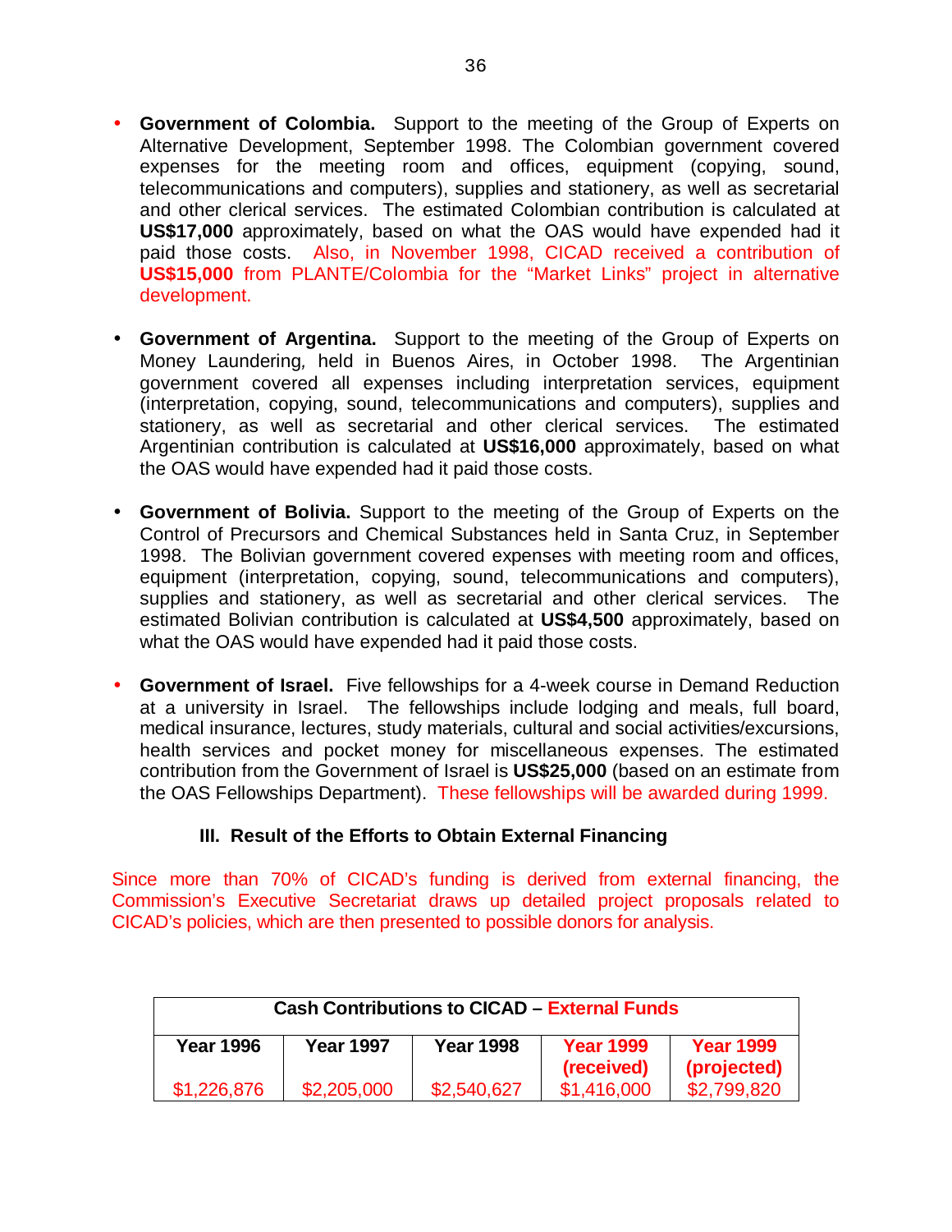- **Government of Colombia.** Support to the meeting of the Group of Experts on Alternative Development, September 1998. The Colombian government covered expenses for the meeting room and offices, equipment (copying, sound, telecommunications and computers), supplies and stationery, as well as secretarial and other clerical services. The estimated Colombian contribution is calculated at **US$17,000** approximately, based on what the OAS would have expended had it paid those costs. Also, in November 1998, CICAD received a contribution of **US$15,000** from PLANTE/Colombia for the "Market Links" project in alternative development.

- **Government of Argentina.** Support to the meeting of the Group of Experts on Money Laundering, held in Buenos Aires, in October 1998. The Argentinian government covered all expenses including interpretation services, equipment (interpretation, copying, sound, telecommunications and computers), supplies and stationery, as well as secretarial and other clerical services. The estimated Argentinian contribution is calculated at **US$16,000** approximately, based on what the OAS would have expended had it paid those costs.

- **Government of Bolivia.** Support to the meeting of the Group of Experts on the Control of Precursors and Chemical Substances held in Santa Cruz, in September 1998. The Bolivian government covered expenses with meeting room and offices, equipment (interpretation, copying, sound, telecommunications and computers), supplies and stationery, as well as secretarial and other clerical services. The estimated Bolivian contribution is calculated at **US$4,500** approximately, based on what the OAS would have expended had it paid those costs.

- **Government of Israel.** Five fellowships for a 4-week course in Demand Reduction at a university in Israel. The fellowships include lodging and meals, full board, medical insurance, lectures, study materials, cultural and social activities/excursions, health services and pocket money for miscellaneous expenses. The estimated contribution from the Government of Israel is **US$25,000** (based on an estimate from the OAS Fellowships Department). These fellowships will be awarded during 1999.

### III. Result of the Efforts to Obtain External Financing

Since more than 70% of CICAD's funding is derived from external financing, the Commission's Executive Secretariat draws up detailed project proposals related to CICAD's policies, which are then presented to possible donors for analysis.

| Cash Contributions to CICAD – External Funds | | | | |
|---|---|---|---|---|
| **Year 1996** | **Year 1997** | **Year 1998** | **Year 1999 (received)** | **Year 1999 (projected)** |
| $1,226,876 | $2,205,000 | $2,540,627 | $1,416,000 | $2,799,820 |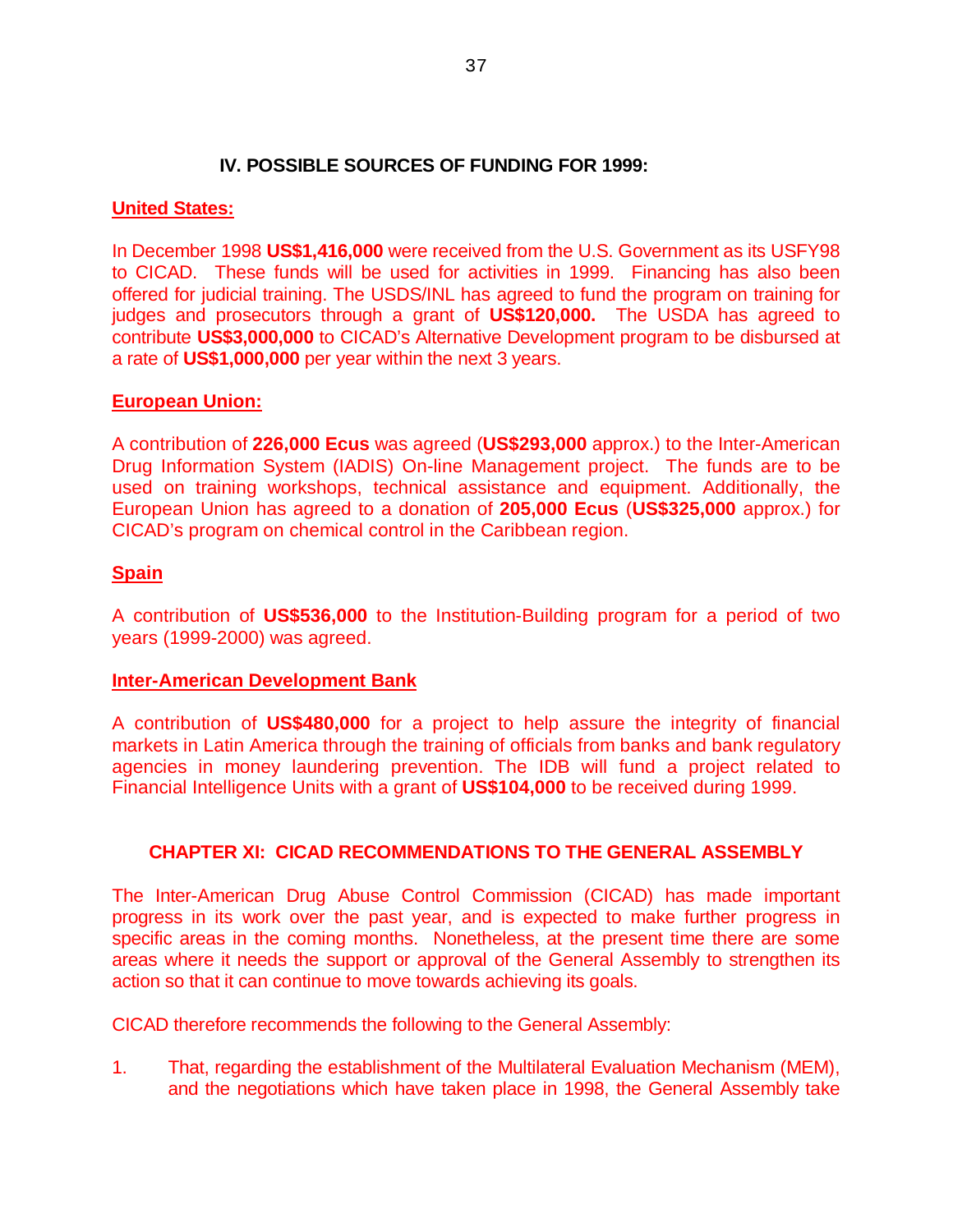### IV. POSSIBLE SOURCES OF FUNDING FOR 1999:

**United States:**

In December 1998 **US$1,416,000** were received from the U.S. Government as its USFY98 to CICAD. These funds will be used for activities in 1999. Financing has also been offered for judicial training. The USDS/INL has agreed to fund the program on training for judges and prosecutors through a grant of **US$120,000.** The USDA has agreed to contribute **US$3,000,000** to CICAD's Alternative Development program to be disbursed at a rate of **US$1,000,000** per year within the next 3 years.

**European Union:**

A contribution of **226,000 Ecus** was agreed (**US$293,000** approx.) to the Inter-American Drug Information System (IADIS) On-line Management project. The funds are to be used on training workshops, technical assistance and equipment. Additionally, the European Union has agreed to a donation of **205,000 Ecus** (**US$325,000** approx.) for CICAD's program on chemical control in the Caribbean region.

**Spain**

A contribution of **US$536,000** to the Institution-Building program for a period of two years (1999-2000) was agreed.

**Inter-American Development Bank**

A contribution of **US$480,000** for a project to help assure the integrity of financial markets in Latin America through the training of officials from banks and bank regulatory agencies in money laundering prevention. The IDB will fund a project related to Financial Intelligence Units with a grant of **US$104,000** to be received during 1999.

## CHAPTER XI: CICAD RECOMMENDATIONS TO THE GENERAL ASSEMBLY

The Inter-American Drug Abuse Control Commission (CICAD) has made important progress in its work over the past year, and is expected to make further progress in specific areas in the coming months. Nonetheless, at the present time there are some areas where it needs the support or approval of the General Assembly to strengthen its action so that it can continue to move towards achieving its goals.

CICAD therefore recommends the following to the General Assembly:

1. That, regarding the establishment of the Multilateral Evaluation Mechanism (MEM), and the negotiations which have taken place in 1998, the General Assembly take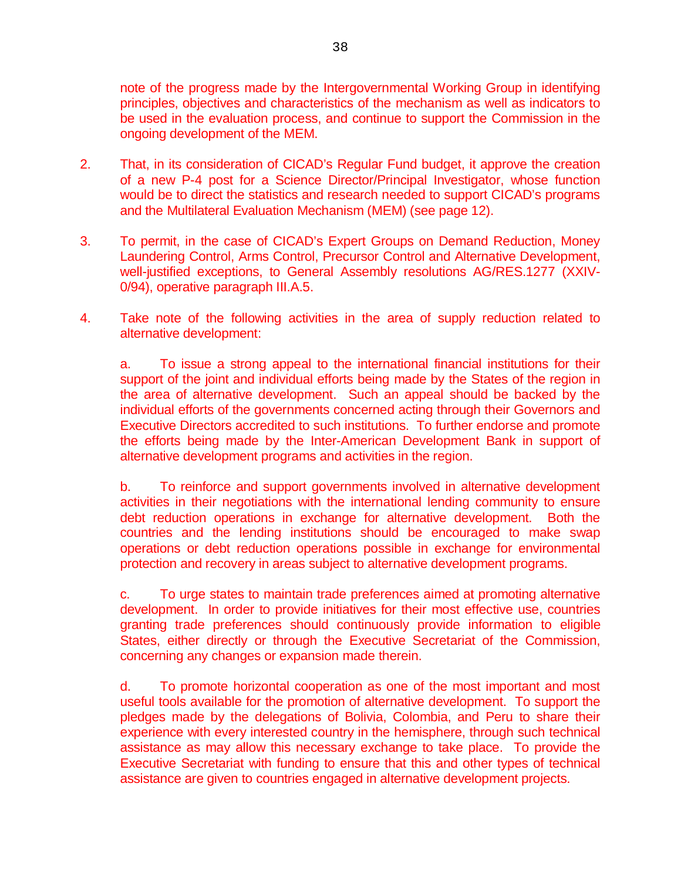note of the progress made by the Intergovernmental Working Group in identifying principles, objectives and characteristics of the mechanism as well as indicators to be used in the evaluation process, and continue to support the Commission in the ongoing development of the MEM.

2. That, in its consideration of CICAD's Regular Fund budget, it approve the creation of a new P-4 post for a Science Director/Principal Investigator, whose function would be to direct the statistics and research needed to support CICAD's programs and the Multilateral Evaluation Mechanism (MEM) (see page 12).

3. To permit, in the case of CICAD's Expert Groups on Demand Reduction, Money Laundering Control, Arms Control, Precursor Control and Alternative Development, well-justified exceptions, to General Assembly resolutions AG/RES.1277 (XXIV-0/94), operative paragraph III.A.5.

4. Take note of the following activities in the area of supply reduction related to alternative development:

   a. To issue a strong appeal to the international financial institutions for their support of the joint and individual efforts being made by the States of the region in the area of alternative development. Such an appeal should be backed by the individual efforts of the governments concerned acting through their Governors and Executive Directors accredited to such institutions. To further endorse and promote the efforts being made by the Inter-American Development Bank in support of alternative development programs and activities in the region.

   b. To reinforce and support governments involved in alternative development activities in their negotiations with the international lending community to ensure debt reduction operations in exchange for alternative development. Both the countries and the lending institutions should be encouraged to make swap operations or debt reduction operations possible in exchange for environmental protection and recovery in areas subject to alternative development programs.

   c. To urge states to maintain trade preferences aimed at promoting alternative development. In order to provide initiatives for their most effective use, countries granting trade preferences should continuously provide information to eligible States, either directly or through the Executive Secretariat of the Commission, concerning any changes or expansion made therein.

   d. To promote horizontal cooperation as one of the most important and most useful tools available for the promotion of alternative development. To support the pledges made by the delegations of Bolivia, Colombia, and Peru to share their experience with every interested country in the hemisphere, through such technical assistance as may allow this necessary exchange to take place. To provide the Executive Secretariat with funding to ensure that this and other types of technical assistance are given to countries engaged in alternative development projects.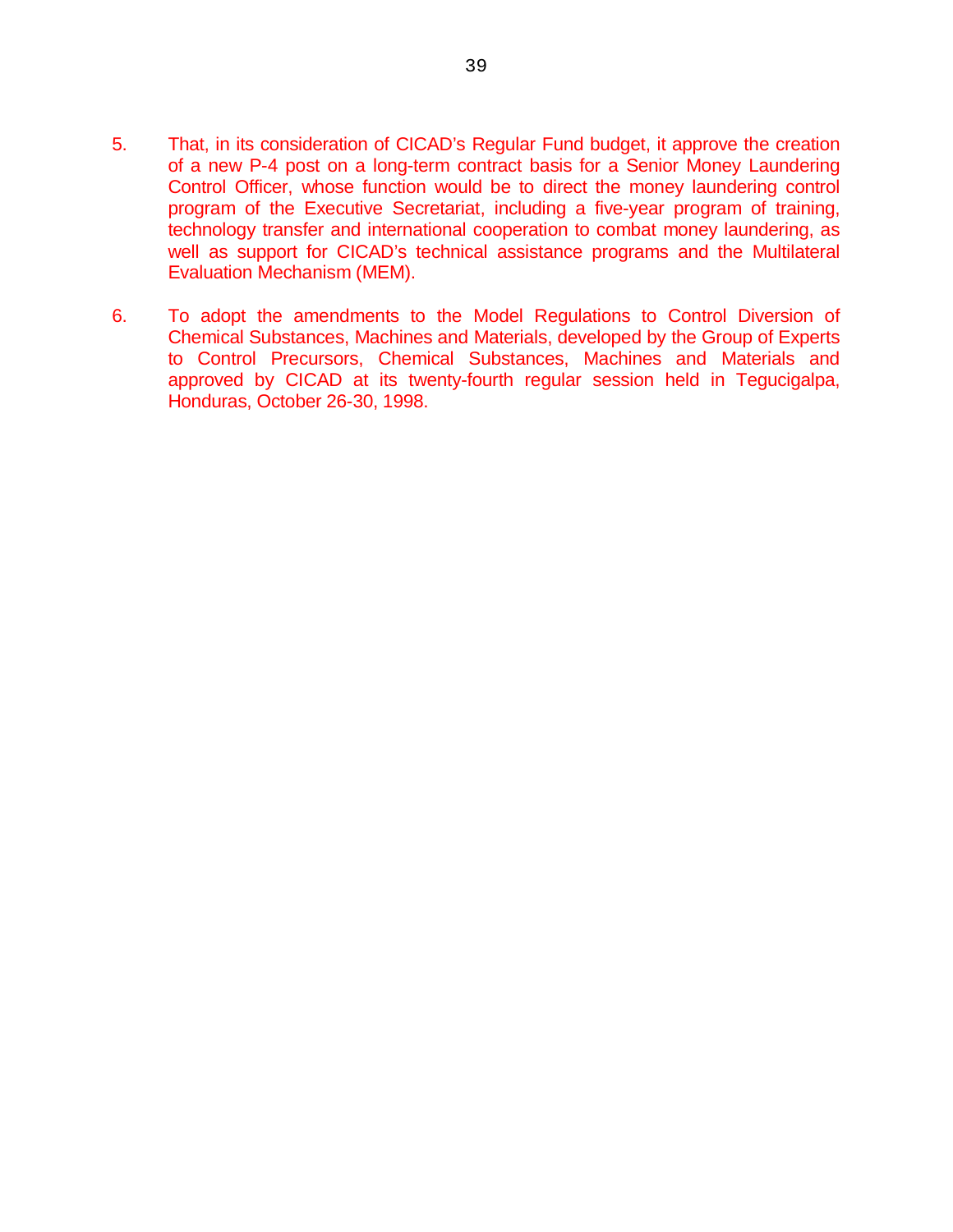5. That, in its consideration of CICAD's Regular Fund budget, it approve the creation of a new P-4 post on a long-term contract basis for a Senior Money Laundering Control Officer, whose function would be to direct the money laundering control program of the Executive Secretariat, including a five-year program of training, technology transfer and international cooperation to combat money laundering, as well as support for CICAD's technical assistance programs and the Multilateral Evaluation Mechanism (MEM).

6. To adopt the amendments to the Model Regulations to Control Diversion of Chemical Substances, Machines and Materials, developed by the Group of Experts to Control Precursors, Chemical Substances, Machines and Materials and approved by CICAD at its twenty-fourth regular session held in Tegucigalpa, Honduras, October 26-30, 1998.